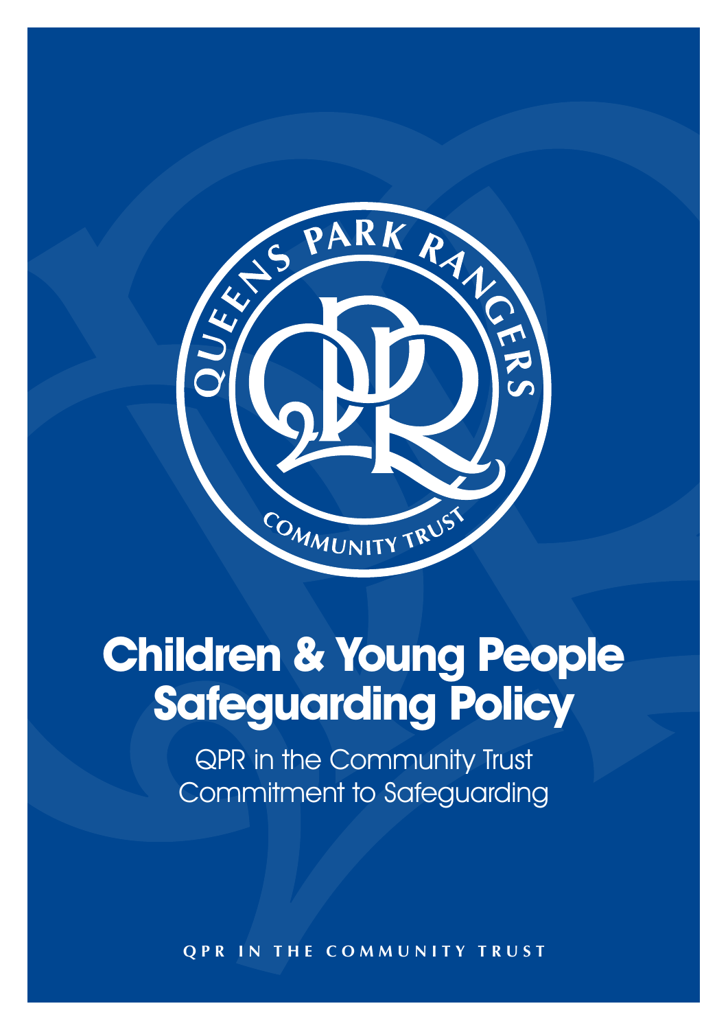# Children & Young People Safeguarding Policy

QPR in the Community Trust
Commitment to Safeguarding

QPR IN THE COMMUNITY TRUST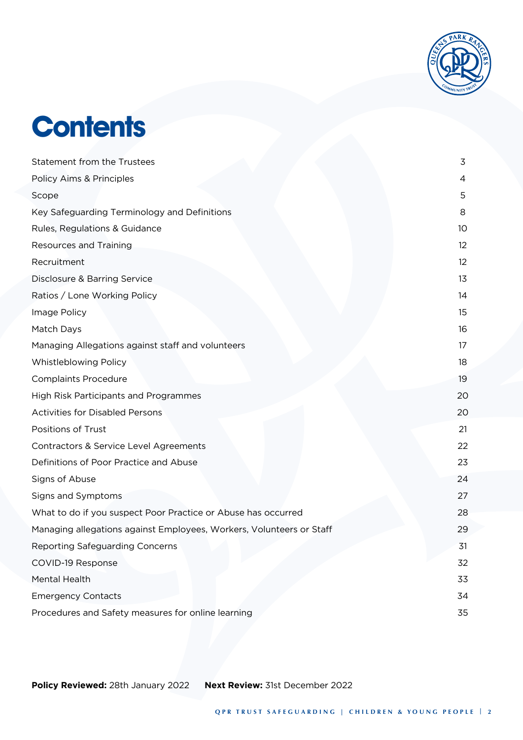# Contents

| | |
|---|---|
| Statement from the Trustees | 3 |
| Policy Aims & Principles | 4 |
| Scope | 5 |
| Key Safeguarding Terminology and Definitions | 8 |
| Rules, Regulations & Guidance | 10 |
| Resources and Training | 12 |
| Recruitment | 12 |
| Disclosure & Barring Service | 13 |
| Ratios / Lone Working Policy | 14 |
| Image Policy | 15 |
| Match Days | 16 |
| Managing Allegations against staff and volunteers | 17 |
| Whistleblowing Policy | 18 |
| Complaints Procedure | 19 |
| High Risk Participants and Programmes | 20 |
| Activities for Disabled Persons | 20 |
| Positions of Trust | 21 |
| Contractors & Service Level Agreements | 22 |
| Definitions of Poor Practice and Abuse | 23 |
| Signs of Abuse | 24 |
| Signs and Symptoms | 27 |
| What to do if you suspect Poor Practice or Abuse has occurred | 28 |
| Managing allegations against Employees, Workers, Volunteers or Staff | 29 |
| Reporting Safeguarding Concerns | 31 |
| COVID-19 Response | 32 |
| Mental Health | 33 |
| Emergency Contacts | 34 |
| Procedures and Safety measures for online learning | 35 |

**Policy Reviewed:** 28th January 2022 **Next Review:** 31st December 2022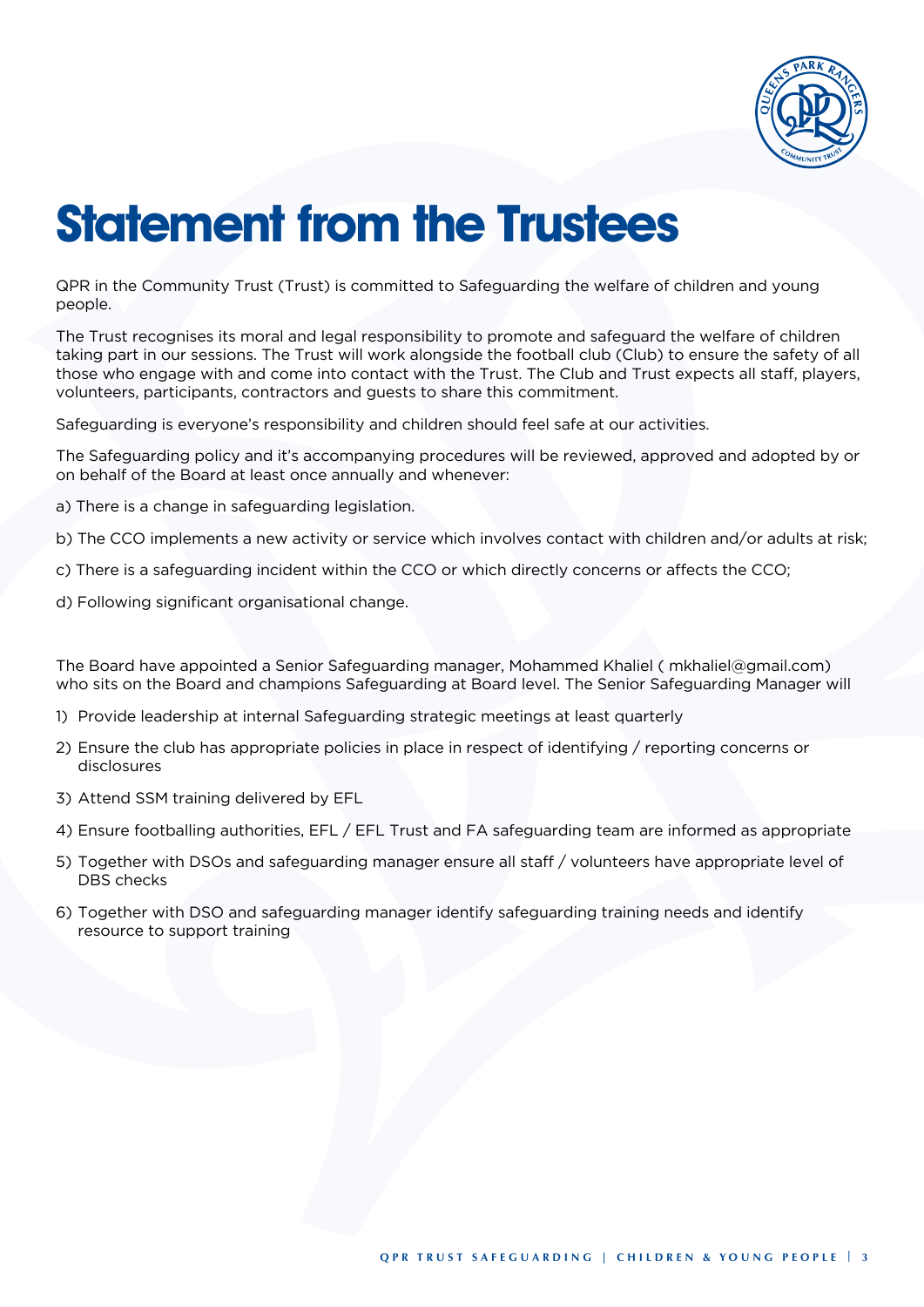# Statement from the Trustees

QPR in the Community Trust (Trust) is committed to Safeguarding the welfare of children and young people.

The Trust recognises its moral and legal responsibility to promote and safeguard the welfare of children taking part in our sessions. The Trust will work alongside the football club (Club) to ensure the safety of all those who engage with and come into contact with the Trust. The Club and Trust expects all staff, players, volunteers, participants, contractors and guests to share this commitment.

Safeguarding is everyone's responsibility and children should feel safe at our activities.

The Safeguarding policy and it's accompanying procedures will be reviewed, approved and adopted by or on behalf of the Board at least once annually and whenever:

a) There is a change in safeguarding legislation.

b) The CCO implements a new activity or service which involves contact with children and/or adults at risk;

c) There is a safeguarding incident within the CCO or which directly concerns or affects the CCO;

d) Following significant organisational change.

The Board have appointed a Senior Safeguarding manager, Mohammed Khaliel ( mkhaliel@gmail.com) who sits on the Board and champions Safeguarding at Board level. The Senior Safeguarding Manager will

1) Provide leadership at internal Safeguarding strategic meetings at least quarterly
2) Ensure the club has appropriate policies in place in respect of identifying / reporting concerns or disclosures
3) Attend SSM training delivered by EFL
4) Ensure footballing authorities, EFL / EFL Trust and FA safeguarding team are informed as appropriate
5) Together with DSOs and safeguarding manager ensure all staff / volunteers have appropriate level of DBS checks
6) Together with DSO and safeguarding manager identify safeguarding training needs and identify resource to support training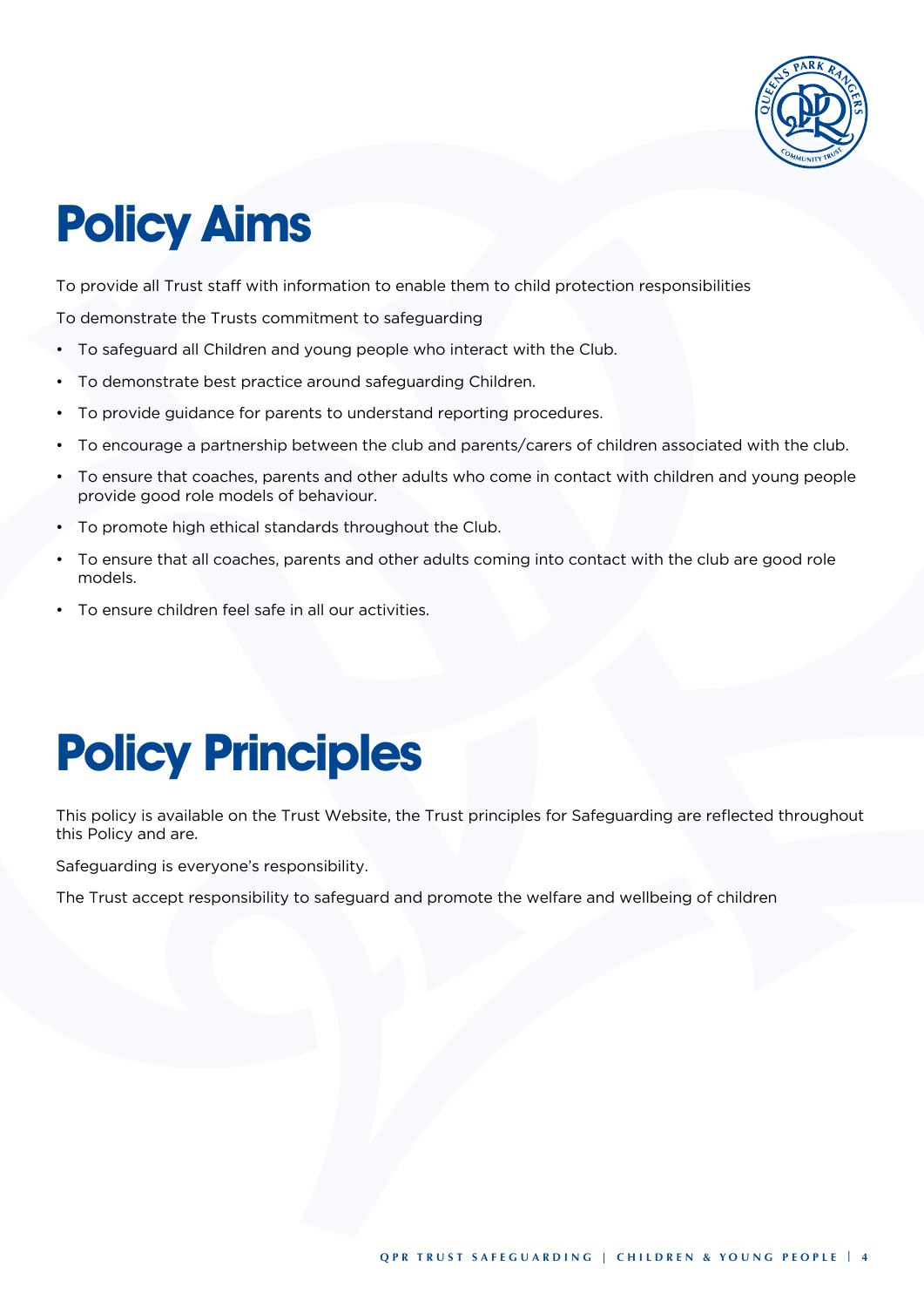# Policy Aims

To provide all Trust staff with information to enable them to child protection responsibilities

To demonstrate the Trusts commitment to safeguarding

- To safeguard all Children and young people who interact with the Club.
- To demonstrate best practice around safeguarding Children.
- To provide guidance for parents to understand reporting procedures.
- To encourage a partnership between the club and parents/carers of children associated with the club.
- To ensure that coaches, parents and other adults who come in contact with children and young people provide good role models of behaviour.
- To promote high ethical standards throughout the Club.
- To ensure that all coaches, parents and other adults coming into contact with the club are good role models.
- To ensure children feel safe in all our activities.

# Policy Principles

This policy is available on the Trust Website, the Trust principles for Safeguarding are reflected throughout this Policy and are.

Safeguarding is everyone's responsibility.

The Trust accept responsibility to safeguard and promote the welfare and wellbeing of children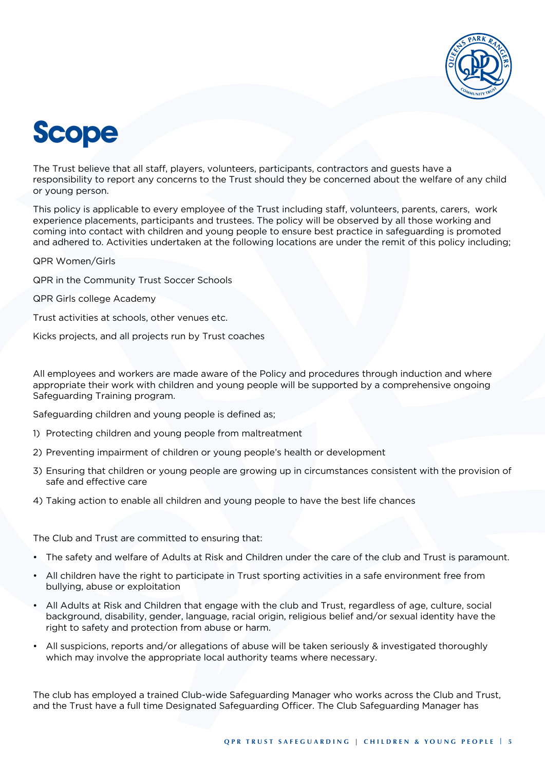# Scope

The Trust believe that all staff, players, volunteers, participants, contractors and guests have a responsibility to report any concerns to the Trust should they be concerned about the welfare of any child or young person.

This policy is applicable to every employee of the Trust including staff, volunteers, parents, carers, work experience placements, participants and trustees. The policy will be observed by all those working and coming into contact with children and young people to ensure best practice in safeguarding is promoted and adhered to. Activities undertaken at the following locations are under the remit of this policy including;

QPR Women/Girls

QPR in the Community Trust Soccer Schools

QPR Girls college Academy

Trust activities at schools, other venues etc.

Kicks projects, and all projects run by Trust coaches

All employees and workers are made aware of the Policy and procedures through induction and where appropriate their work with children and young people will be supported by a comprehensive ongoing Safeguarding Training program.

Safeguarding children and young people is defined as;

1) Protecting children and young people from maltreatment
2) Preventing impairment of children or young people's health or development
3) Ensuring that children or young people are growing up in circumstances consistent with the provision of safe and effective care
4) Taking action to enable all children and young people to have the best life chances

The Club and Trust are committed to ensuring that:

- The safety and welfare of Adults at Risk and Children under the care of the club and Trust is paramount.
- All children have the right to participate in Trust sporting activities in a safe environment free from bullying, abuse or exploitation
- All Adults at Risk and Children that engage with the club and Trust, regardless of age, culture, social background, disability, gender, language, racial origin, religious belief and/or sexual identity have the right to safety and protection from abuse or harm.
- All suspicions, reports and/or allegations of abuse will be taken seriously & investigated thoroughly which may involve the appropriate local authority teams where necessary.

The club has employed a trained Club-wide Safeguarding Manager who works across the Club and Trust, and the Trust have a full time Designated Safeguarding Officer. The Club Safeguarding Manager has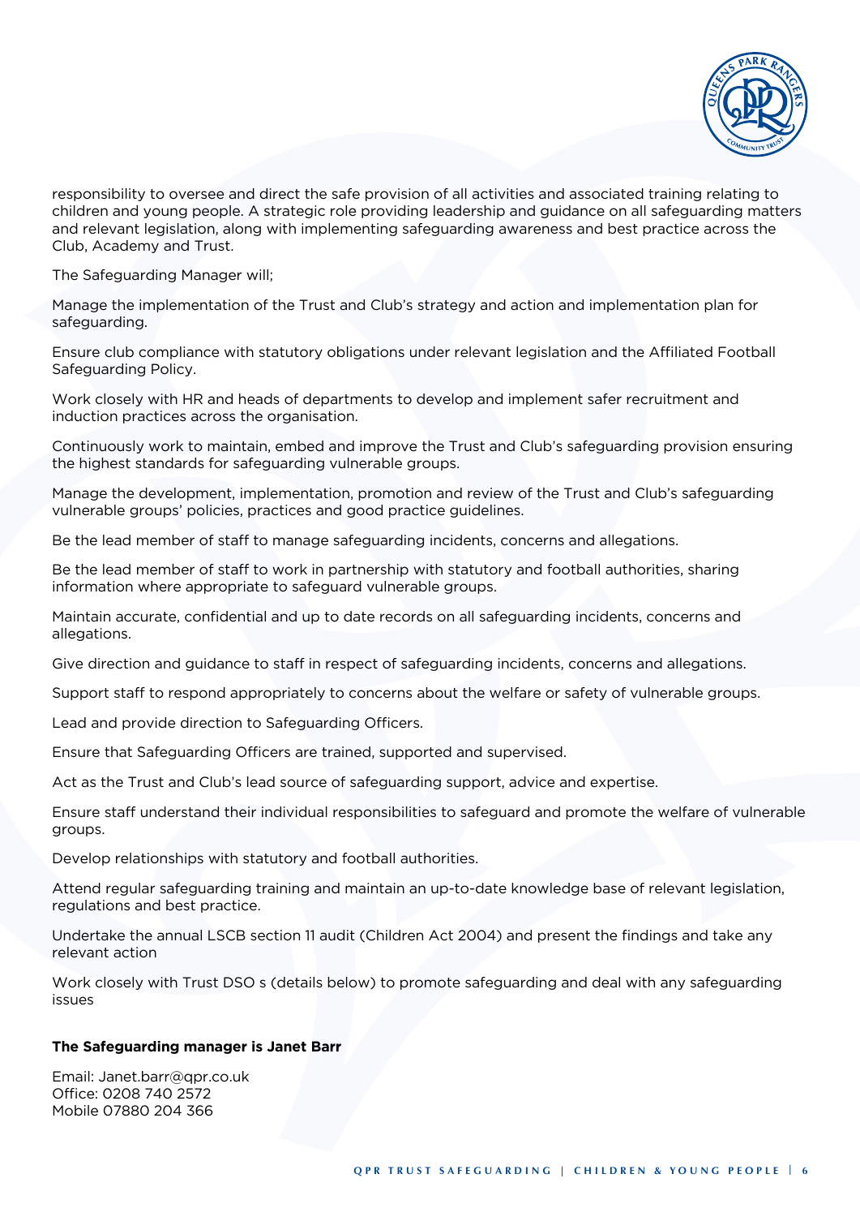responsibility to oversee and direct the safe provision of all activities and associated training relating to children and young people. A strategic role providing leadership and guidance on all safeguarding matters and relevant legislation, along with implementing safeguarding awareness and best practice across the Club, Academy and Trust.

The Safeguarding Manager will;

Manage the implementation of the Trust and Club's strategy and action and implementation plan for safeguarding.

Ensure club compliance with statutory obligations under relevant legislation and the Affiliated Football Safeguarding Policy.

Work closely with HR and heads of departments to develop and implement safer recruitment and induction practices across the organisation.

Continuously work to maintain, embed and improve the Trust and Club's safeguarding provision ensuring the highest standards for safeguarding vulnerable groups.

Manage the development, implementation, promotion and review of the Trust and Club's safeguarding vulnerable groups' policies, practices and good practice guidelines.

Be the lead member of staff to manage safeguarding incidents, concerns and allegations.

Be the lead member of staff to work in partnership with statutory and football authorities, sharing information where appropriate to safeguard vulnerable groups.

Maintain accurate, confidential and up to date records on all safeguarding incidents, concerns and allegations.

Give direction and guidance to staff in respect of safeguarding incidents, concerns and allegations.

Support staff to respond appropriately to concerns about the welfare or safety of vulnerable groups.

Lead and provide direction to Safeguarding Officers.

Ensure that Safeguarding Officers are trained, supported and supervised.

Act as the Trust and Club's lead source of safeguarding support, advice and expertise.

Ensure staff understand their individual responsibilities to safeguard and promote the welfare of vulnerable groups.

Develop relationships with statutory and football authorities.

Attend regular safeguarding training and maintain an up-to-date knowledge base of relevant legislation, regulations and best practice.

Undertake the annual LSCB section 11 audit (Children Act 2004) and present the findings and take any relevant action

Work closely with Trust DSO s (details below) to promote safeguarding and deal with any safeguarding issues

**The Safeguarding manager is Janet Barr**

Email: Janet.barr@qpr.co.uk
Office: 0208 740 2572
Mobile 07880 204 366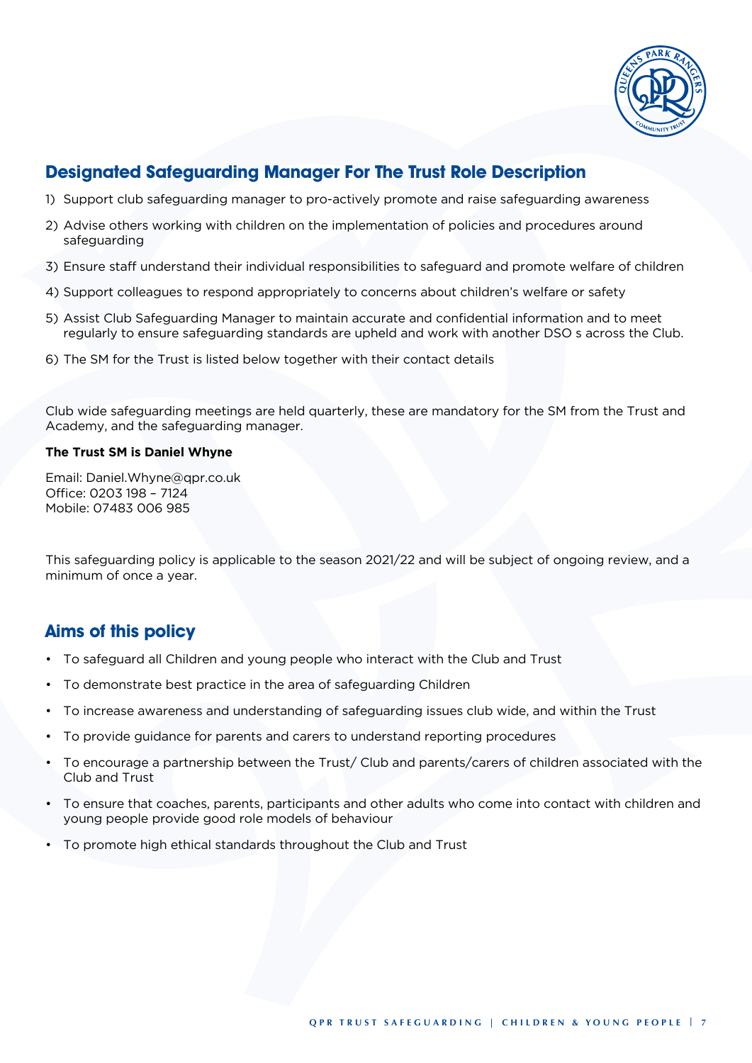## Designated Safeguarding Manager For The Trust Role Description

1) Support club safeguarding manager to pro-actively promote and raise safeguarding awareness
2) Advise others working with children on the implementation of policies and procedures around safeguarding
3) Ensure staff understand their individual responsibilities to safeguard and promote welfare of children
4) Support colleagues to respond appropriately to concerns about children's welfare or safety
5) Assist Club Safeguarding Manager to maintain accurate and confidential information and to meet regularly to ensure safeguarding standards are upheld and work with another DSO s across the Club.
6) The SM for the Trust is listed below together with their contact details

Club wide safeguarding meetings are held quarterly, these are mandatory for the SM from the Trust and Academy, and the safeguarding manager.

**The Trust SM is Daniel Whyne**

Email: Daniel.Whyne@qpr.co.uk
Office: 0203 198 – 7124
Mobile: 07483 006 985

This safeguarding policy is applicable to the season 2021/22 and will be subject of ongoing review, and a minimum of once a year.

## Aims of this policy

- To safeguard all Children and young people who interact with the Club and Trust
- To demonstrate best practice in the area of safeguarding Children
- To increase awareness and understanding of safeguarding issues club wide, and within the Trust
- To provide guidance for parents and carers to understand reporting procedures
- To encourage a partnership between the Trust/ Club and parents/carers of children associated with the Club and Trust
- To ensure that coaches, parents, participants and other adults who come into contact with children and young people provide good role models of behaviour
- To promote high ethical standards throughout the Club and Trust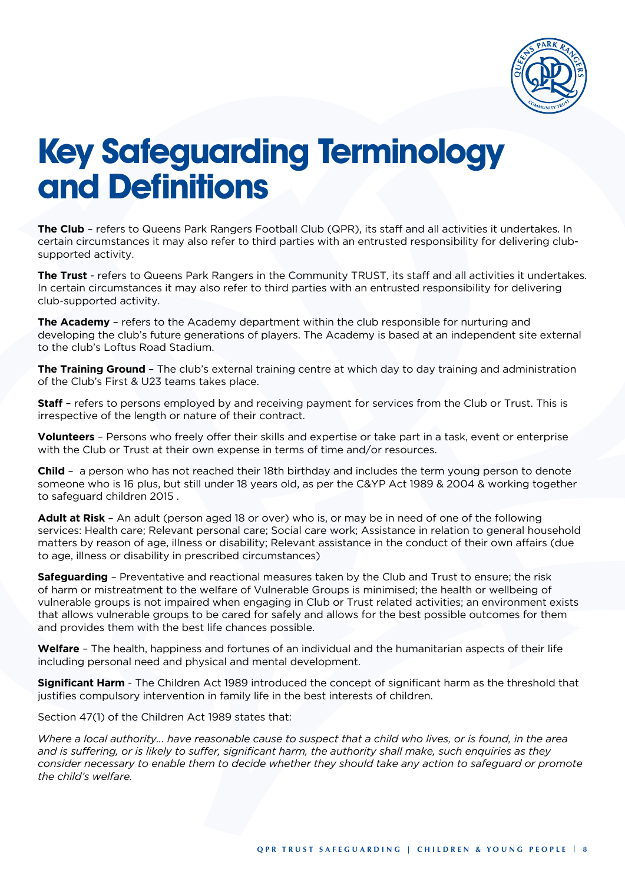# Key Safeguarding Terminology and Definitions

**The Club** – refers to Queens Park Rangers Football Club (QPR), its staff and all activities it undertakes. In certain circumstances it may also refer to third parties with an entrusted responsibility for delivering club-supported activity.

**The Trust** - refers to Queens Park Rangers in the Community TRUST, its staff and all activities it undertakes. In certain circumstances it may also refer to third parties with an entrusted responsibility for delivering club-supported activity.

**The Academy** – refers to the Academy department within the club responsible for nurturing and developing the club's future generations of players. The Academy is based at an independent site external to the club's Loftus Road Stadium.

**The Training Ground** – The club's external training centre at which day to day training and administration of the Club's First & U23 teams takes place.

**Staff** – refers to persons employed by and receiving payment for services from the Club or Trust. This is irrespective of the length or nature of their contract.

**Volunteers** – Persons who freely offer their skills and expertise or take part in a task, event or enterprise with the Club or Trust at their own expense in terms of time and/or resources.

**Child** – a person who has not reached their 18th birthday and includes the term young person to denote someone who is 16 plus, but still under 18 years old, as per the C&YP Act 1989 & 2004 & working together to safeguard children 2015 .

**Adult at Risk** – An adult (person aged 18 or over) who is, or may be in need of one of the following services: Health care; Relevant personal care; Social care work; Assistance in relation to general household matters by reason of age, illness or disability; Relevant assistance in the conduct of their own affairs (due to age, illness or disability in prescribed circumstances)

**Safeguarding** – Preventative and reactional measures taken by the Club and Trust to ensure; the risk of harm or mistreatment to the welfare of Vulnerable Groups is minimised; the health or wellbeing of vulnerable groups is not impaired when engaging in Club or Trust related activities; an environment exists that allows vulnerable groups to be cared for safely and allows for the best possible outcomes for them and provides them with the best life chances possible.

**Welfare** – The health, happiness and fortunes of an individual and the humanitarian aspects of their life including personal need and physical and mental development.

**Significant Harm** - The Children Act 1989 introduced the concept of significant harm as the threshold that justifies compulsory intervention in family life in the best interests of children.

Section 47(1) of the Children Act 1989 states that:

*Where a local authority… have reasonable cause to suspect that a child who lives, or is found, in the area and is suffering, or is likely to suffer, significant harm, the authority shall make, such enquiries as they consider necessary to enable them to decide whether they should take any action to safeguard or promote the child's welfare.*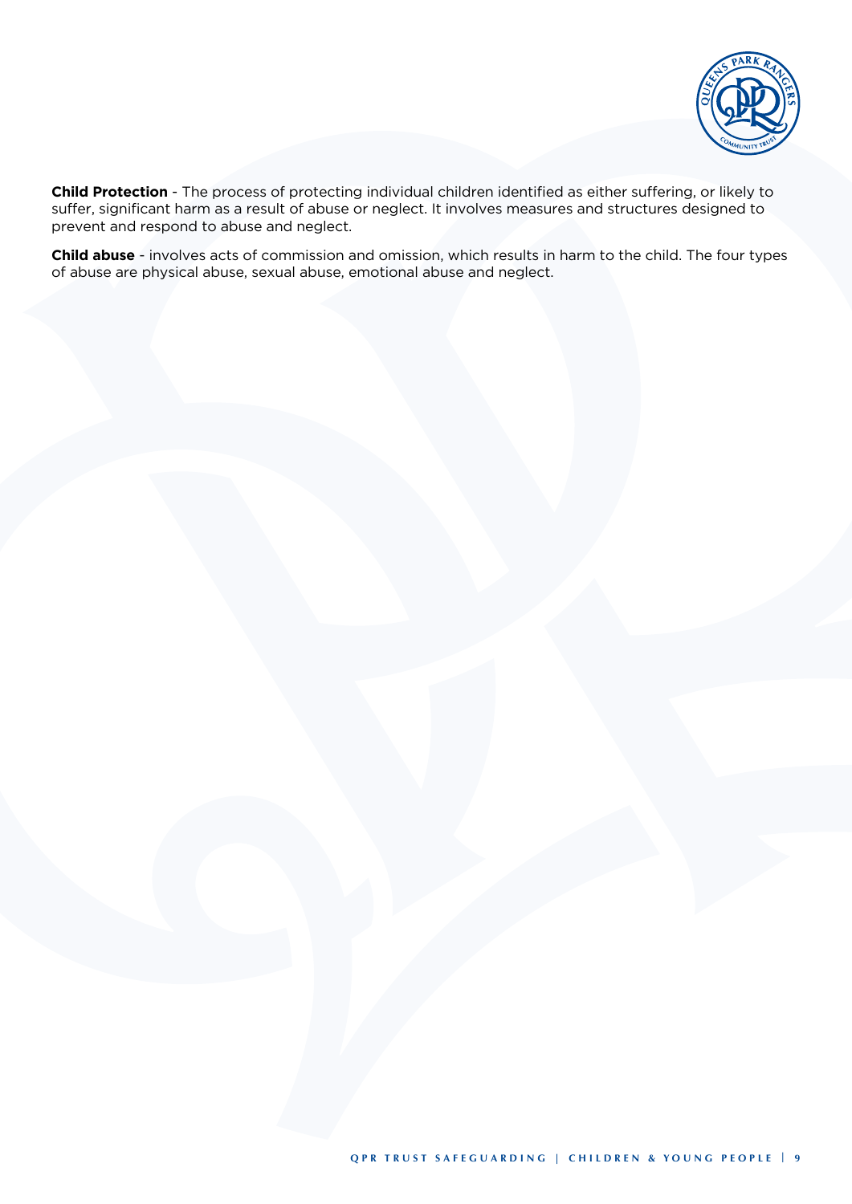**Child Protection** - The process of protecting individual children identified as either suffering, or likely to suffer, significant harm as a result of abuse or neglect. It involves measures and structures designed to prevent and respond to abuse and neglect.

**Child abuse** - involves acts of commission and omission, which results in harm to the child. The four types of abuse are physical abuse, sexual abuse, emotional abuse and neglect.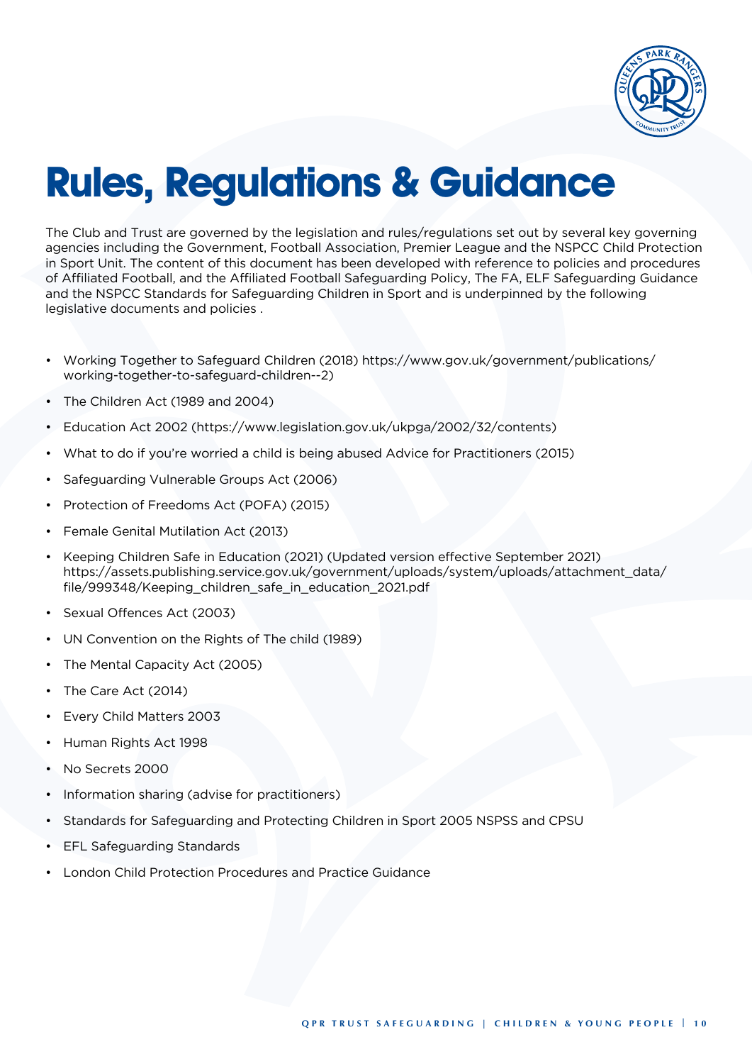# Rules, Regulations & Guidance

The Club and Trust are governed by the legislation and rules/regulations set out by several key governing agencies including the Government, Football Association, Premier League and the NSPCC Child Protection in Sport Unit. The content of this document has been developed with reference to policies and procedures of Affiliated Football, and the Affiliated Football Safeguarding Policy, The FA, ELF Safeguarding Guidance and the NSPCC Standards for Safeguarding Children in Sport and is underpinned by the following legislative documents and policies .

- Working Together to Safeguard Children (2018) https://www.gov.uk/government/publications/working-together-to-safeguard-children--2)
- The Children Act (1989 and 2004)
- Education Act 2002 (https://www.legislation.gov.uk/ukpga/2002/32/contents)
- What to do if you're worried a child is being abused Advice for Practitioners (2015)
- Safeguarding Vulnerable Groups Act (2006)
- Protection of Freedoms Act (POFA) (2015)
- Female Genital Mutilation Act (2013)
- Keeping Children Safe in Education (2021) (Updated version effective September 2021) https://assets.publishing.service.gov.uk/government/uploads/system/uploads/attachment_data/file/999348/Keeping_children_safe_in_education_2021.pdf
- Sexual Offences Act (2003)
- UN Convention on the Rights of The child (1989)
- The Mental Capacity Act (2005)
- The Care Act (2014)
- Every Child Matters 2003
- Human Rights Act 1998
- No Secrets 2000
- Information sharing (advise for practitioners)
- Standards for Safeguarding and Protecting Children in Sport 2005 NSPSS and CPSU
- EFL Safeguarding Standards
- London Child Protection Procedures and Practice Guidance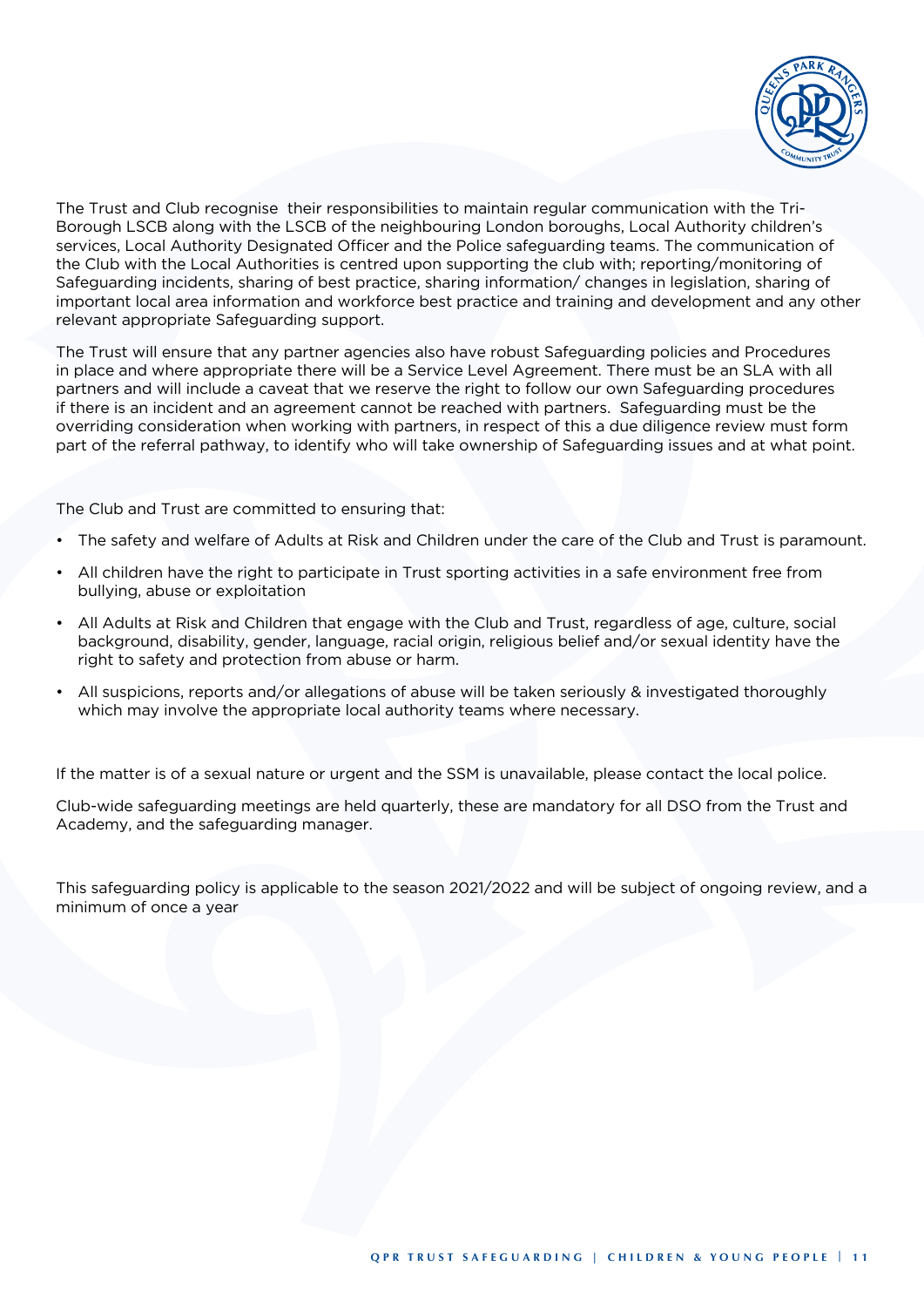The Trust and Club recognise their responsibilities to maintain regular communication with the Tri-Borough LSCB along with the LSCB of the neighbouring London boroughs, Local Authority children's services, Local Authority Designated Officer and the Police safeguarding teams. The communication of the Club with the Local Authorities is centred upon supporting the club with; reporting/monitoring of Safeguarding incidents, sharing of best practice, sharing information/ changes in legislation, sharing of important local area information and workforce best practice and training and development and any other relevant appropriate Safeguarding support.

The Trust will ensure that any partner agencies also have robust Safeguarding policies and Procedures in place and where appropriate there will be a Service Level Agreement. There must be an SLA with all partners and will include a caveat that we reserve the right to follow our own Safeguarding procedures if there is an incident and an agreement cannot be reached with partners. Safeguarding must be the overriding consideration when working with partners, in respect of this a due diligence review must form part of the referral pathway, to identify who will take ownership of Safeguarding issues and at what point.

The Club and Trust are committed to ensuring that:

- The safety and welfare of Adults at Risk and Children under the care of the Club and Trust is paramount.
- All children have the right to participate in Trust sporting activities in a safe environment free from bullying, abuse or exploitation
- All Adults at Risk and Children that engage with the Club and Trust, regardless of age, culture, social background, disability, gender, language, racial origin, religious belief and/or sexual identity have the right to safety and protection from abuse or harm.
- All suspicions, reports and/or allegations of abuse will be taken seriously & investigated thoroughly which may involve the appropriate local authority teams where necessary.

If the matter is of a sexual nature or urgent and the SSM is unavailable, please contact the local police.

Club-wide safeguarding meetings are held quarterly, these are mandatory for all DSO from the Trust and Academy, and the safeguarding manager.

This safeguarding policy is applicable to the season 2021/2022 and will be subject of ongoing review, and a minimum of once a year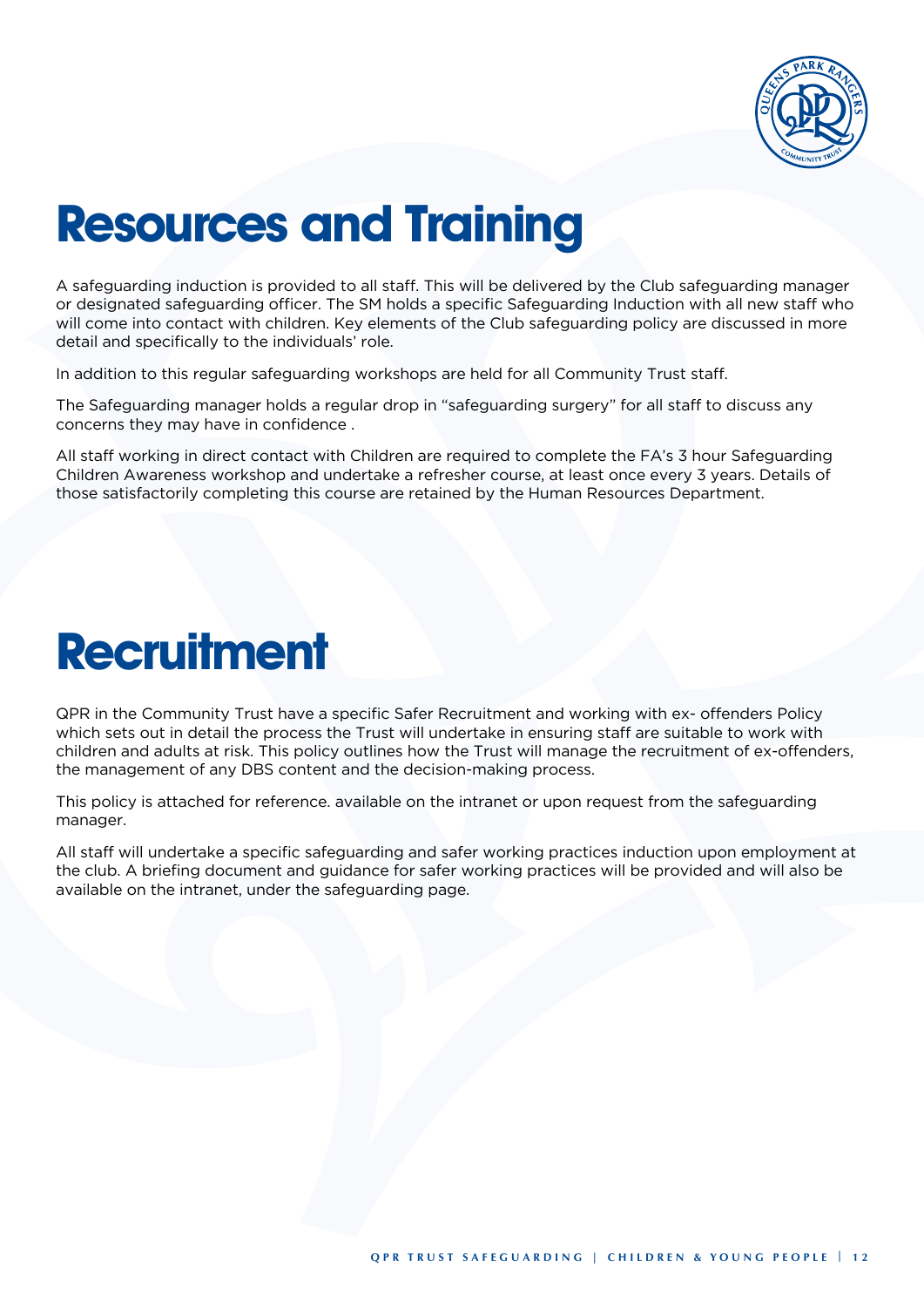# Resources and Training

A safeguarding induction is provided to all staff. This will be delivered by the Club safeguarding manager or designated safeguarding officer. The SM holds a specific Safeguarding Induction with all new staff who will come into contact with children. Key elements of the Club safeguarding policy are discussed in more detail and specifically to the individuals' role.

In addition to this regular safeguarding workshops are held for all Community Trust staff.

The Safeguarding manager holds a regular drop in "safeguarding surgery" for all staff to discuss any concerns they may have in confidence .

All staff working in direct contact with Children are required to complete the FA's 3 hour Safeguarding Children Awareness workshop and undertake a refresher course, at least once every 3 years. Details of those satisfactorily completing this course are retained by the Human Resources Department.

# Recruitment

QPR in the Community Trust have a specific Safer Recruitment and working with ex- offenders Policy which sets out in detail the process the Trust will undertake in ensuring staff are suitable to work with children and adults at risk. This policy outlines how the Trust will manage the recruitment of ex-offenders, the management of any DBS content and the decision-making process.

This policy is attached for reference. available on the intranet or upon request from the safeguarding manager.

All staff will undertake a specific safeguarding and safer working practices induction upon employment at the club. A briefing document and guidance for safer working practices will be provided and will also be available on the intranet, under the safeguarding page.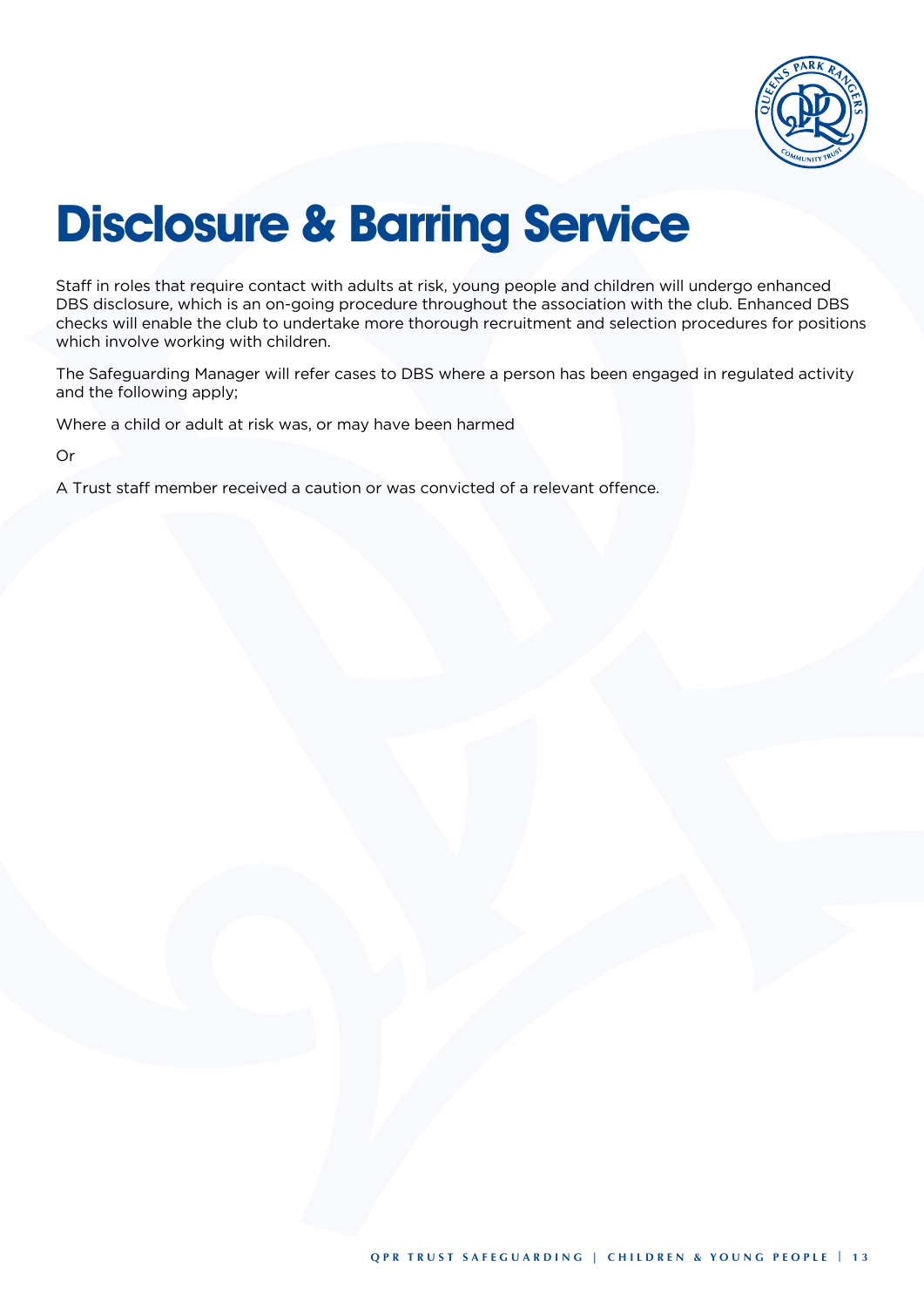# Disclosure & Barring Service

Staff in roles that require contact with adults at risk, young people and children will undergo enhanced DBS disclosure, which is an on-going procedure throughout the association with the club. Enhanced DBS checks will enable the club to undertake more thorough recruitment and selection procedures for positions which involve working with children.

The Safeguarding Manager will refer cases to DBS where a person has been engaged in regulated activity and the following apply;

Where a child or adult at risk was, or may have been harmed

Or

A Trust staff member received a caution or was convicted of a relevant offence.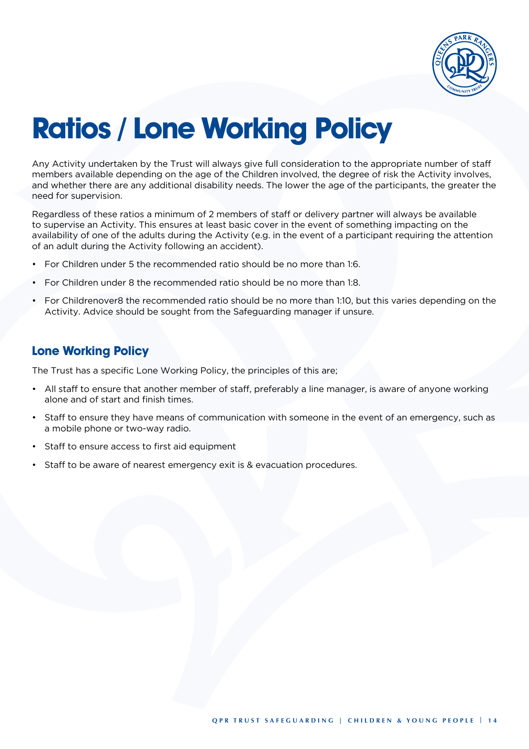# Ratios / Lone Working Policy

Any Activity undertaken by the Trust will always give full consideration to the appropriate number of staff members available depending on the age of the Children involved, the degree of risk the Activity involves, and whether there are any additional disability needs. The lower the age of the participants, the greater the need for supervision.

Regardless of these ratios a minimum of 2 members of staff or delivery partner will always be available to supervise an Activity. This ensures at least basic cover in the event of something impacting on the availability of one of the adults during the Activity (e.g. in the event of a participant requiring the attention of an adult during the Activity following an accident).

- For Children under 5 the recommended ratio should be no more than 1:6.
- For Children under 8 the recommended ratio should be no more than 1:8.
- For Childrenover8 the recommended ratio should be no more than 1:10, but this varies depending on the Activity. Advice should be sought from the Safeguarding manager if unsure.

## Lone Working Policy

The Trust has a specific Lone Working Policy, the principles of this are;

- All staff to ensure that another member of staff, preferably a line manager, is aware of anyone working alone and of start and finish times.
- Staff to ensure they have means of communication with someone in the event of an emergency, such as a mobile phone or two-way radio.
- Staff to ensure access to first aid equipment
- Staff to be aware of nearest emergency exit is & evacuation procedures.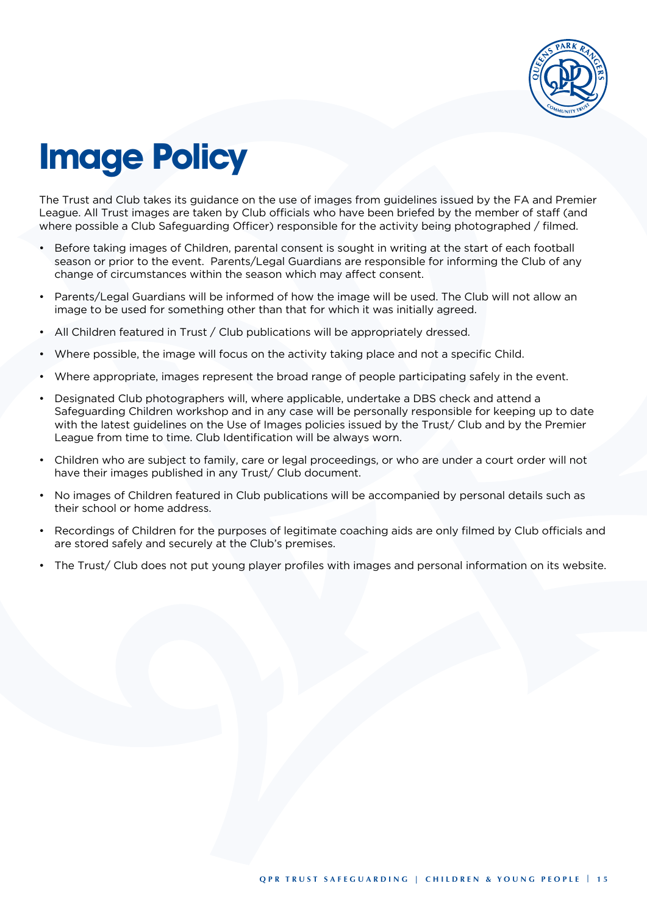# Image Policy

The Trust and Club takes its guidance on the use of images from guidelines issued by the FA and Premier League. All Trust images are taken by Club officials who have been briefed by the member of staff (and where possible a Club Safeguarding Officer) responsible for the activity being photographed / filmed.

- Before taking images of Children, parental consent is sought in writing at the start of each football season or prior to the event. Parents/Legal Guardians are responsible for informing the Club of any change of circumstances within the season which may affect consent.
- Parents/Legal Guardians will be informed of how the image will be used. The Club will not allow an image to be used for something other than that for which it was initially agreed.
- All Children featured in Trust / Club publications will be appropriately dressed.
- Where possible, the image will focus on the activity taking place and not a specific Child.
- Where appropriate, images represent the broad range of people participating safely in the event.
- Designated Club photographers will, where applicable, undertake a DBS check and attend a Safeguarding Children workshop and in any case will be personally responsible for keeping up to date with the latest guidelines on the Use of Images policies issued by the Trust/ Club and by the Premier League from time to time. Club Identification will be always worn.
- Children who are subject to family, care or legal proceedings, or who are under a court order will not have their images published in any Trust/ Club document.
- No images of Children featured in Club publications will be accompanied by personal details such as their school or home address.
- Recordings of Children for the purposes of legitimate coaching aids are only filmed by Club officials and are stored safely and securely at the Club's premises.
- The Trust/ Club does not put young player profiles with images and personal information on its website.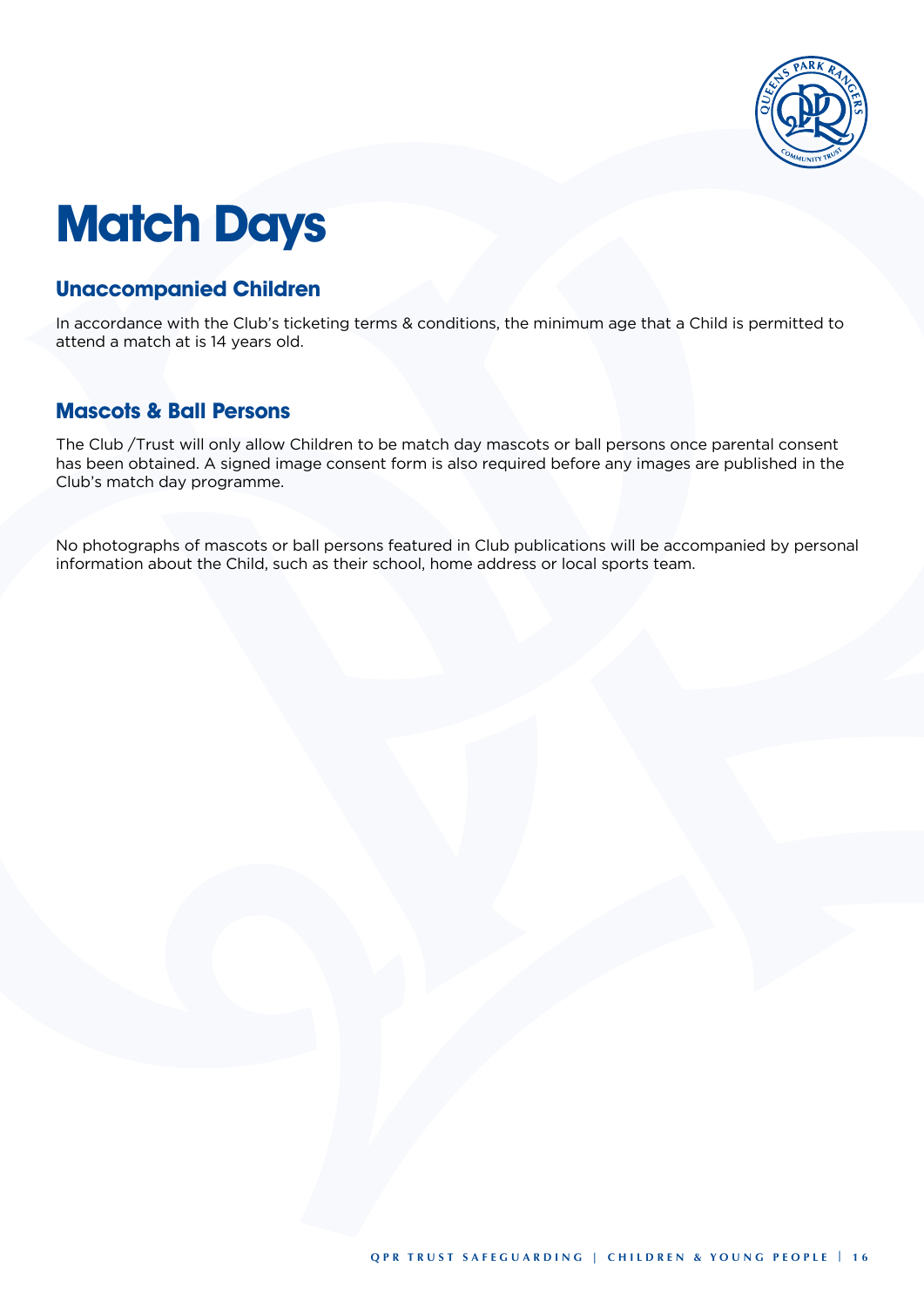# Match Days

## Unaccompanied Children

In accordance with the Club's ticketing terms & conditions, the minimum age that a Child is permitted to attend a match at is 14 years old.

## Mascots & Ball Persons

The Club /Trust will only allow Children to be match day mascots or ball persons once parental consent has been obtained. A signed image consent form is also required before any images are published in the Club's match day programme.

No photographs of mascots or ball persons featured in Club publications will be accompanied by personal information about the Child, such as their school, home address or local sports team.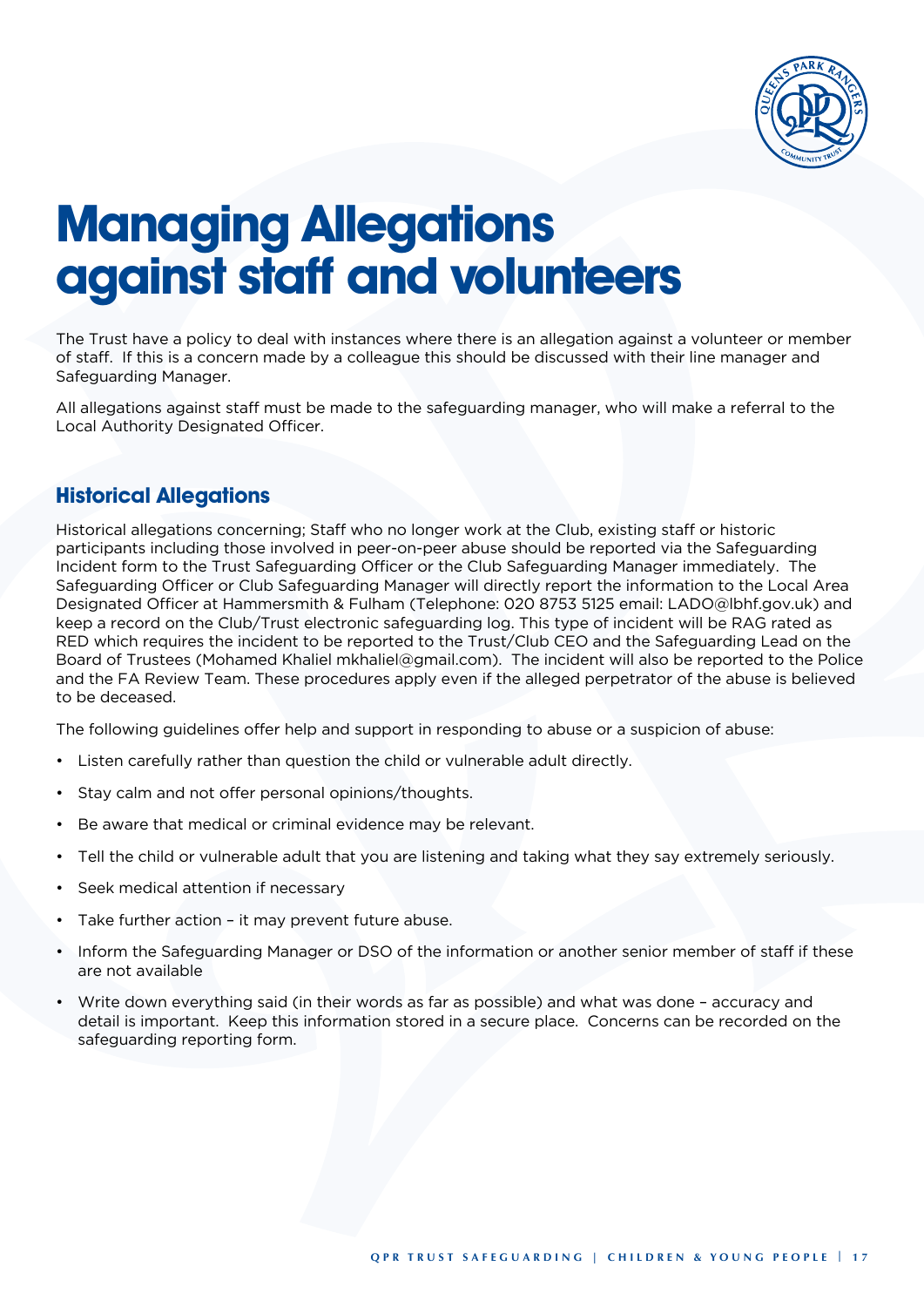# Managing Allegations against staff and volunteers

The Trust have a policy to deal with instances where there is an allegation against a volunteer or member of staff. If this is a concern made by a colleague this should be discussed with their line manager and Safeguarding Manager.

All allegations against staff must be made to the safeguarding manager, who will make a referral to the Local Authority Designated Officer.

## Historical Allegations

Historical allegations concerning; Staff who no longer work at the Club, existing staff or historic participants including those involved in peer-on-peer abuse should be reported via the Safeguarding Incident form to the Trust Safeguarding Officer or the Club Safeguarding Manager immediately. The Safeguarding Officer or Club Safeguarding Manager will directly report the information to the Local Area Designated Officer at Hammersmith & Fulham (Telephone: 020 8753 5125 email: LADO@lbhf.gov.uk) and keep a record on the Club/Trust electronic safeguarding log. This type of incident will be RAG rated as RED which requires the incident to be reported to the Trust/Club CEO and the Safeguarding Lead on the Board of Trustees (Mohamed Khaliel mkhaliel@gmail.com). The incident will also be reported to the Police and the FA Review Team. These procedures apply even if the alleged perpetrator of the abuse is believed to be deceased.

The following guidelines offer help and support in responding to abuse or a suspicion of abuse:

- Listen carefully rather than question the child or vulnerable adult directly.
- Stay calm and not offer personal opinions/thoughts.
- Be aware that medical or criminal evidence may be relevant.
- Tell the child or vulnerable adult that you are listening and taking what they say extremely seriously.
- Seek medical attention if necessary
- Take further action – it may prevent future abuse.
- Inform the Safeguarding Manager or DSO of the information or another senior member of staff if these are not available
- Write down everything said (in their words as far as possible) and what was done – accuracy and detail is important. Keep this information stored in a secure place. Concerns can be recorded on the safeguarding reporting form.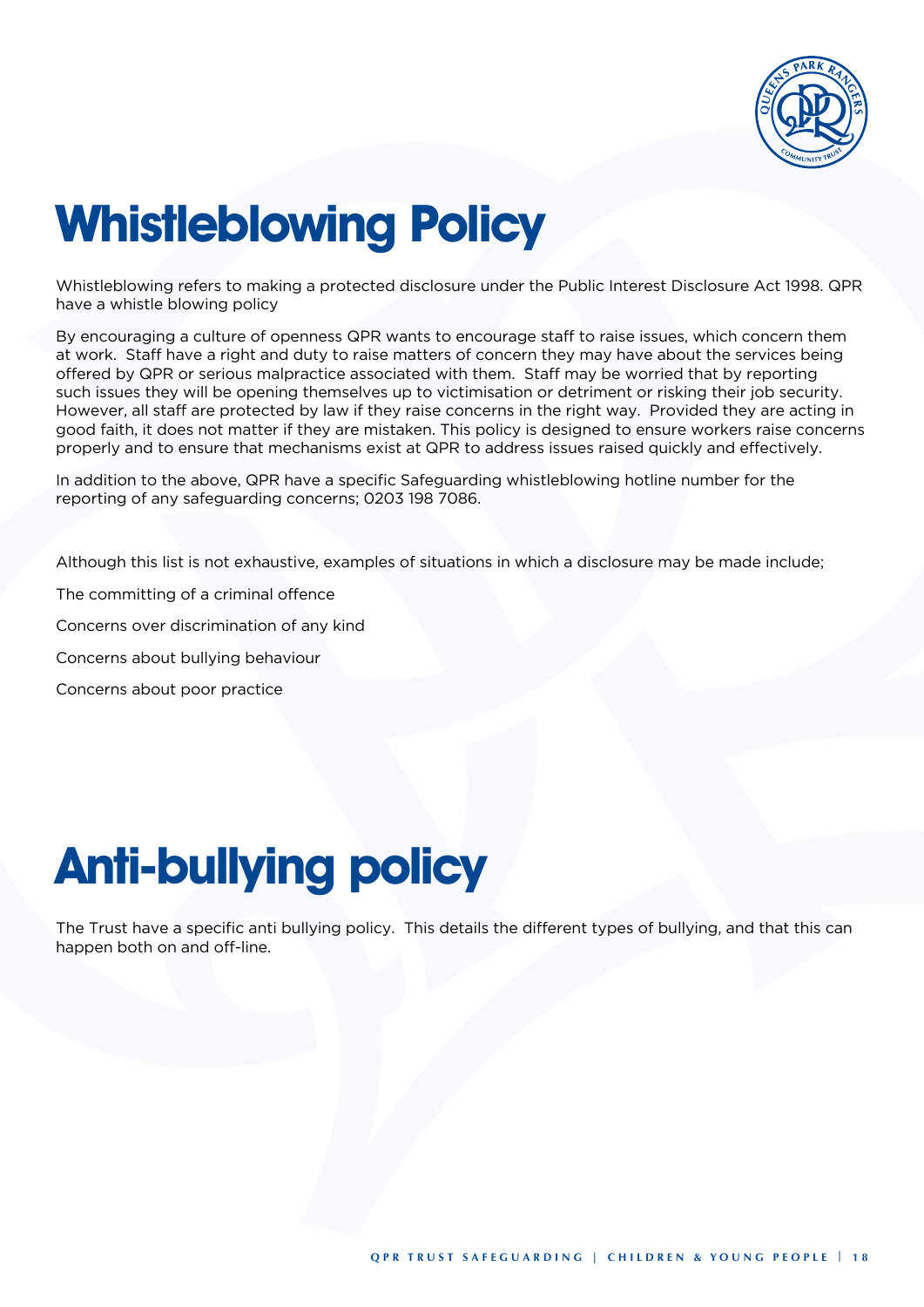# Whistleblowing Policy

Whistleblowing refers to making a protected disclosure under the Public Interest Disclosure Act 1998. QPR have a whistle blowing policy

By encouraging a culture of openness QPR wants to encourage staff to raise issues, which concern them at work. Staff have a right and duty to raise matters of concern they may have about the services being offered by QPR or serious malpractice associated with them. Staff may be worried that by reporting such issues they will be opening themselves up to victimisation or detriment or risking their job security. However, all staff are protected by law if they raise concerns in the right way. Provided they are acting in good faith, it does not matter if they are mistaken. This policy is designed to ensure workers raise concerns properly and to ensure that mechanisms exist at QPR to address issues raised quickly and effectively.

In addition to the above, QPR have a specific Safeguarding whistleblowing hotline number for the reporting of any safeguarding concerns; 0203 198 7086.

Although this list is not exhaustive, examples of situations in which a disclosure may be made include;

The committing of a criminal offence

Concerns over discrimination of any kind

Concerns about bullying behaviour

Concerns about poor practice

# Anti-bullying policy

The Trust have a specific anti bullying policy. This details the different types of bullying, and that this can happen both on and off-line.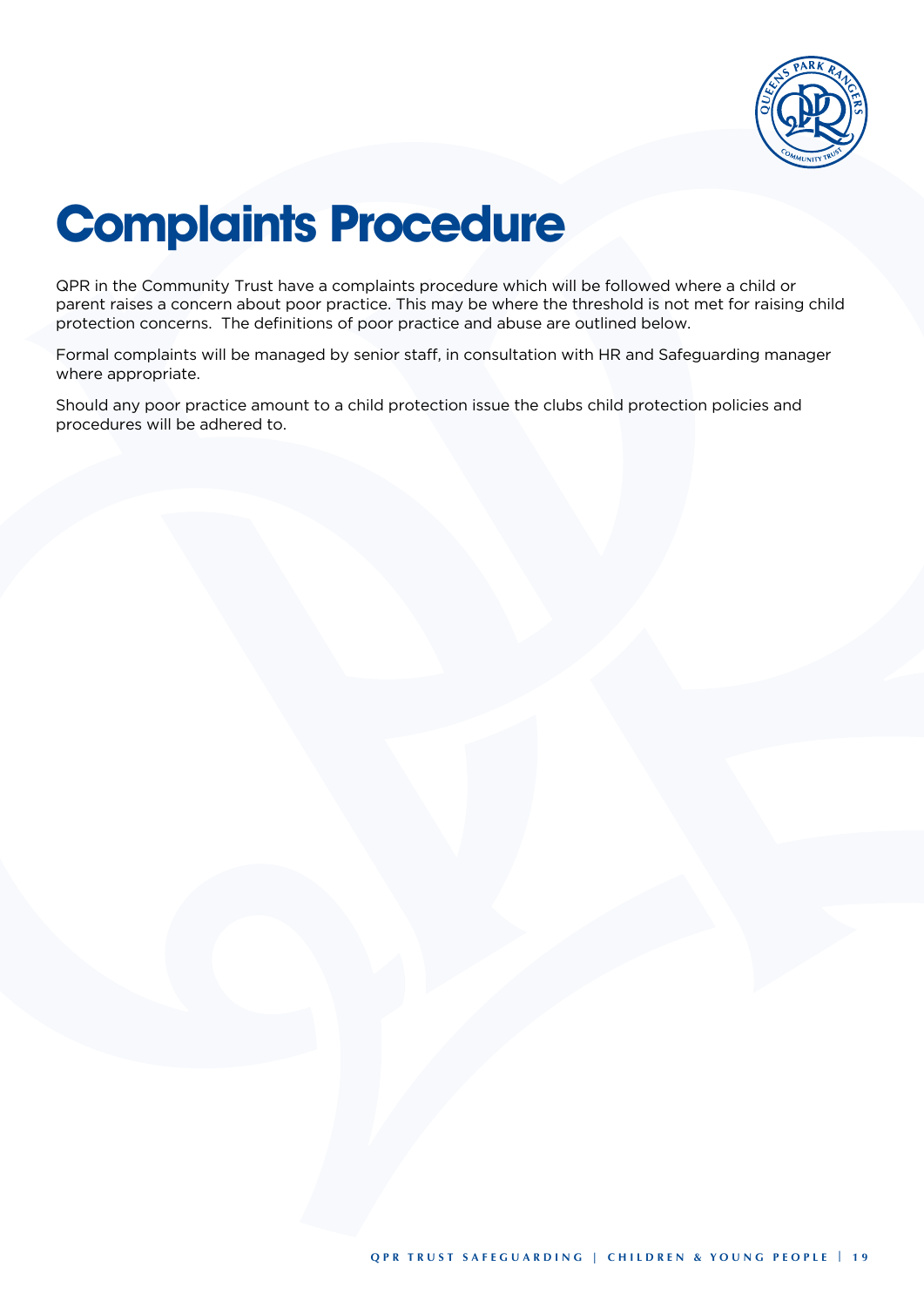# Complaints Procedure

QPR in the Community Trust have a complaints procedure which will be followed where a child or parent raises a concern about poor practice. This may be where the threshold is not met for raising child protection concerns. The definitions of poor practice and abuse are outlined below.

Formal complaints will be managed by senior staff, in consultation with HR and Safeguarding manager where appropriate.

Should any poor practice amount to a child protection issue the clubs child protection policies and procedures will be adhered to.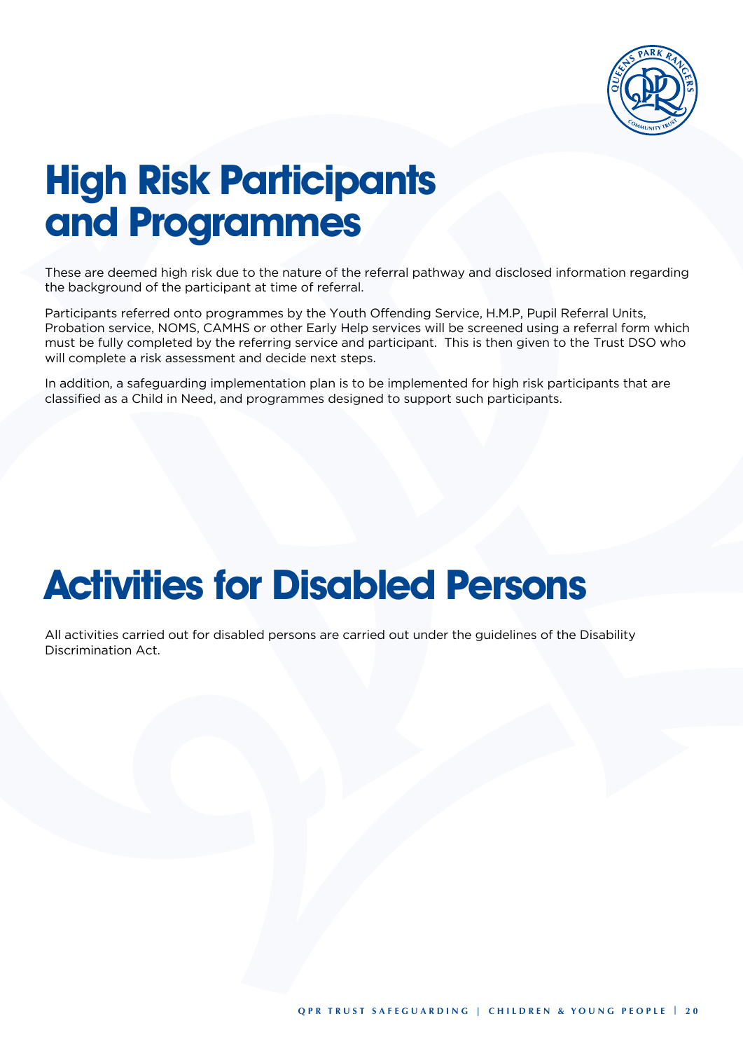# High Risk Participants and Programmes

These are deemed high risk due to the nature of the referral pathway and disclosed information regarding the background of the participant at time of referral.

Participants referred onto programmes by the Youth Offending Service, H.M.P, Pupil Referral Units, Probation service, NOMS, CAMHS or other Early Help services will be screened using a referral form which must be fully completed by the referring service and participant. This is then given to the Trust DSO who will complete a risk assessment and decide next steps.

In addition, a safeguarding implementation plan is to be implemented for high risk participants that are classified as a Child in Need, and programmes designed to support such participants.

# Activities for Disabled Persons

All activities carried out for disabled persons are carried out under the guidelines of the Disability Discrimination Act.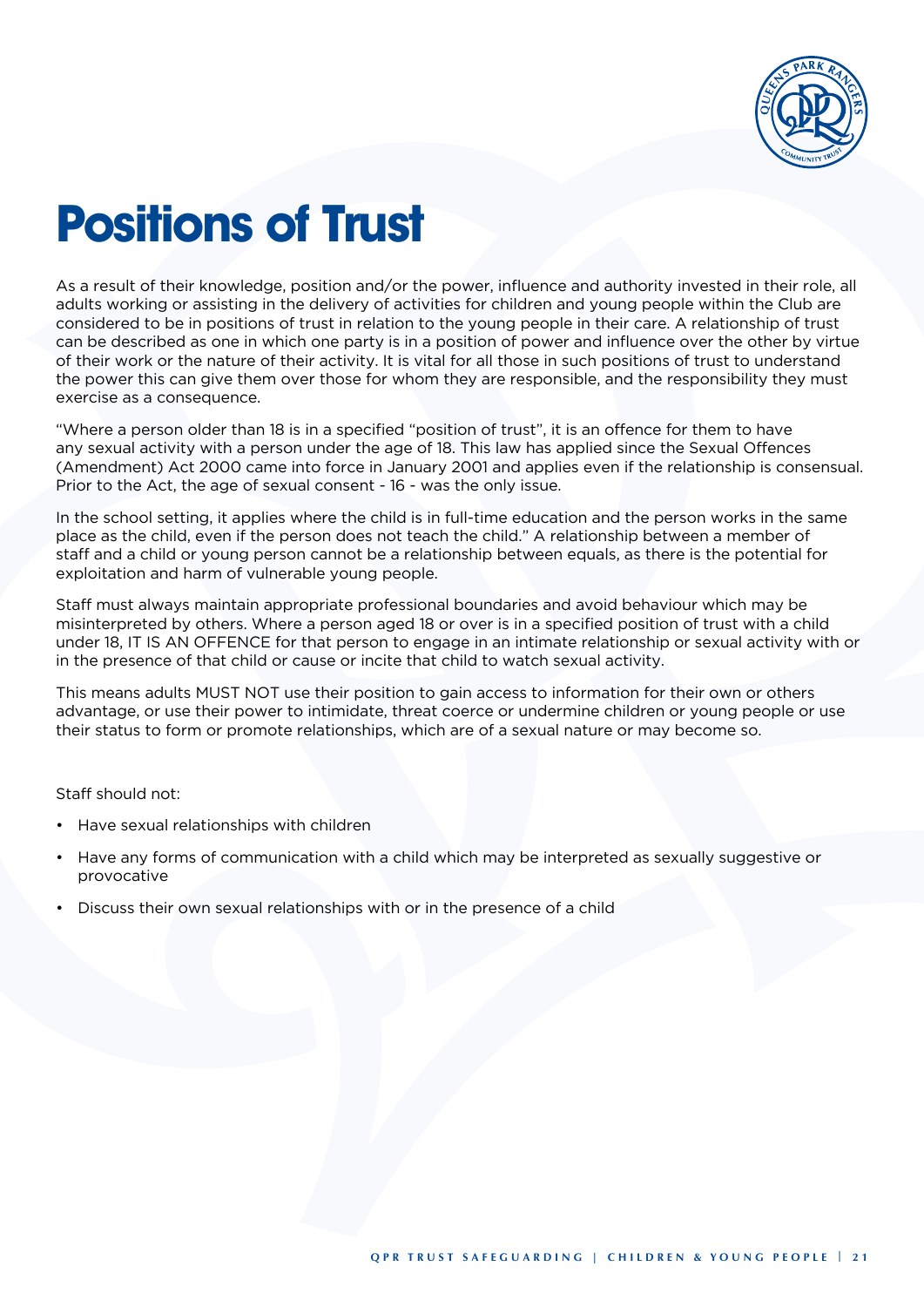# Positions of Trust

As a result of their knowledge, position and/or the power, influence and authority invested in their role, all adults working or assisting in the delivery of activities for children and young people within the Club are considered to be in positions of trust in relation to the young people in their care. A relationship of trust can be described as one in which one party is in a position of power and influence over the other by virtue of their work or the nature of their activity. It is vital for all those in such positions of trust to understand the power this can give them over those for whom they are responsible, and the responsibility they must exercise as a consequence.

"Where a person older than 18 is in a specified "position of trust", it is an offence for them to have any sexual activity with a person under the age of 18. This law has applied since the Sexual Offences (Amendment) Act 2000 came into force in January 2001 and applies even if the relationship is consensual. Prior to the Act, the age of sexual consent - 16 - was the only issue.

In the school setting, it applies where the child is in full-time education and the person works in the same place as the child, even if the person does not teach the child." A relationship between a member of staff and a child or young person cannot be a relationship between equals, as there is the potential for exploitation and harm of vulnerable young people.

Staff must always maintain appropriate professional boundaries and avoid behaviour which may be misinterpreted by others. Where a person aged 18 or over is in a specified position of trust with a child under 18, IT IS AN OFFENCE for that person to engage in an intimate relationship or sexual activity with or in the presence of that child or cause or incite that child to watch sexual activity.

This means adults MUST NOT use their position to gain access to information for their own or others advantage, or use their power to intimidate, threat coerce or undermine children or young people or use their status to form or promote relationships, which are of a sexual nature or may become so.

Staff should not:

- Have sexual relationships with children
- Have any forms of communication with a child which may be interpreted as sexually suggestive or provocative
- Discuss their own sexual relationships with or in the presence of a child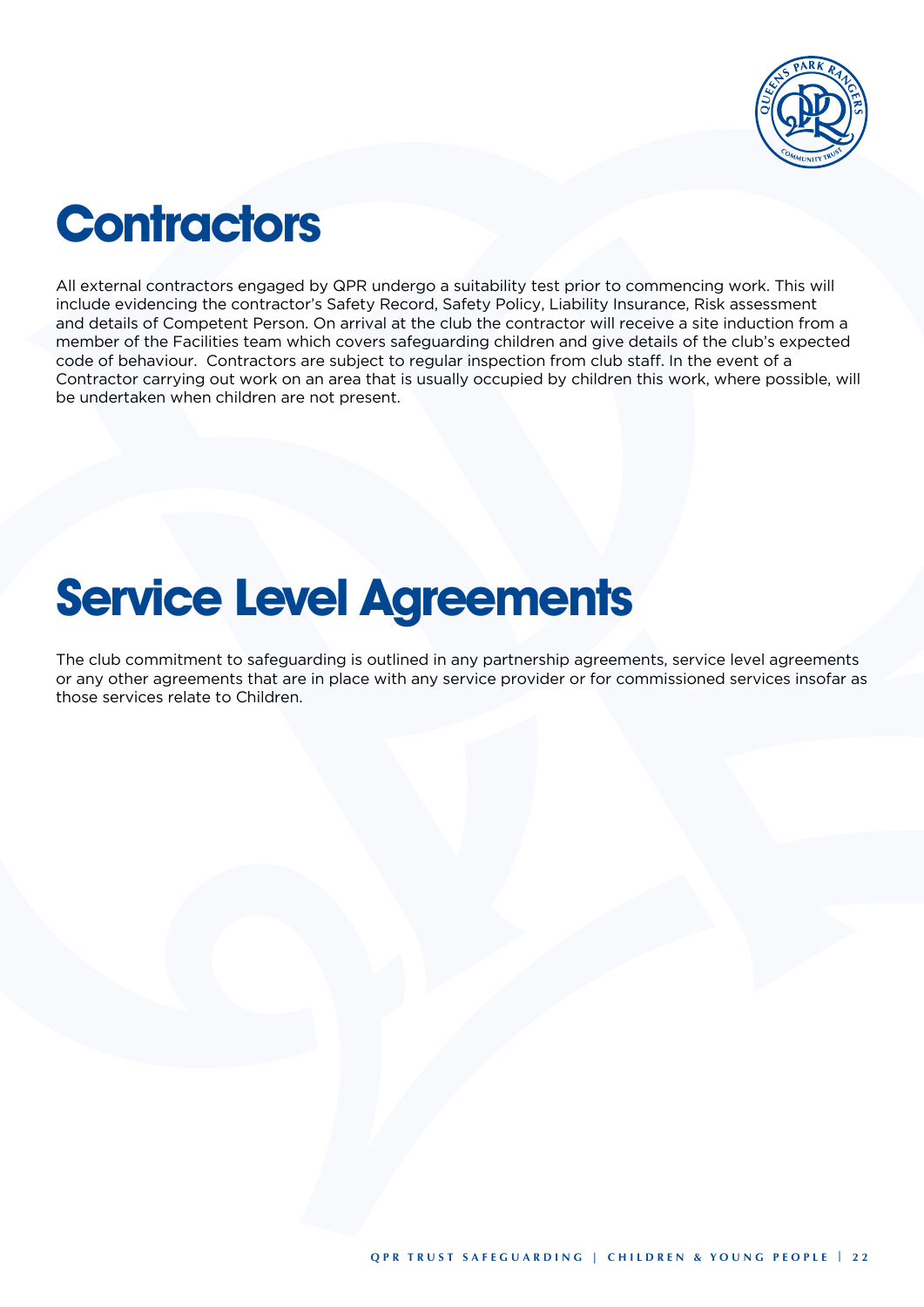# Contractors

All external contractors engaged by QPR undergo a suitability test prior to commencing work. This will include evidencing the contractor's Safety Record, Safety Policy, Liability Insurance, Risk assessment and details of Competent Person. On arrival at the club the contractor will receive a site induction from a member of the Facilities team which covers safeguarding children and give details of the club's expected code of behaviour. Contractors are subject to regular inspection from club staff. In the event of a Contractor carrying out work on an area that is usually occupied by children this work, where possible, will be undertaken when children are not present.

# Service Level Agreements

The club commitment to safeguarding is outlined in any partnership agreements, service level agreements or any other agreements that are in place with any service provider or for commissioned services insofar as those services relate to Children.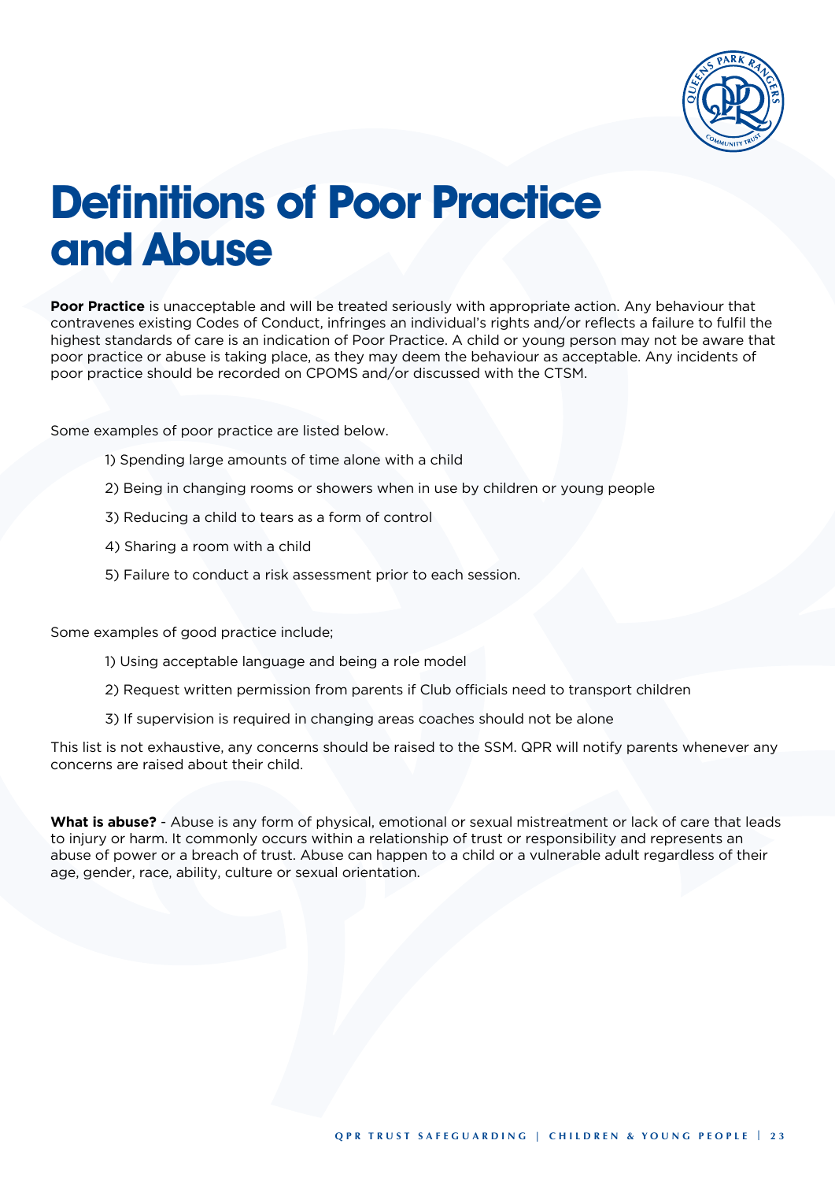# Definitions of Poor Practice and Abuse

**Poor Practice** is unacceptable and will be treated seriously with appropriate action. Any behaviour that contravenes existing Codes of Conduct, infringes an individual's rights and/or reflects a failure to fulfil the highest standards of care is an indication of Poor Practice. A child or young person may not be aware that poor practice or abuse is taking place, as they may deem the behaviour as acceptable. Any incidents of poor practice should be recorded on CPOMS and/or discussed with the CTSM.

Some examples of poor practice are listed below.

1) Spending large amounts of time alone with a child
2) Being in changing rooms or showers when in use by children or young people
3) Reducing a child to tears as a form of control
4) Sharing a room with a child
5) Failure to conduct a risk assessment prior to each session.

Some examples of good practice include;

1) Using acceptable language and being a role model
2) Request written permission from parents if Club officials need to transport children
3) If supervision is required in changing areas coaches should not be alone

This list is not exhaustive, any concerns should be raised to the SSM. QPR will notify parents whenever any concerns are raised about their child.

**What is abuse?** - Abuse is any form of physical, emotional or sexual mistreatment or lack of care that leads to injury or harm. It commonly occurs within a relationship of trust or responsibility and represents an abuse of power or a breach of trust. Abuse can happen to a child or a vulnerable adult regardless of their age, gender, race, ability, culture or sexual orientation.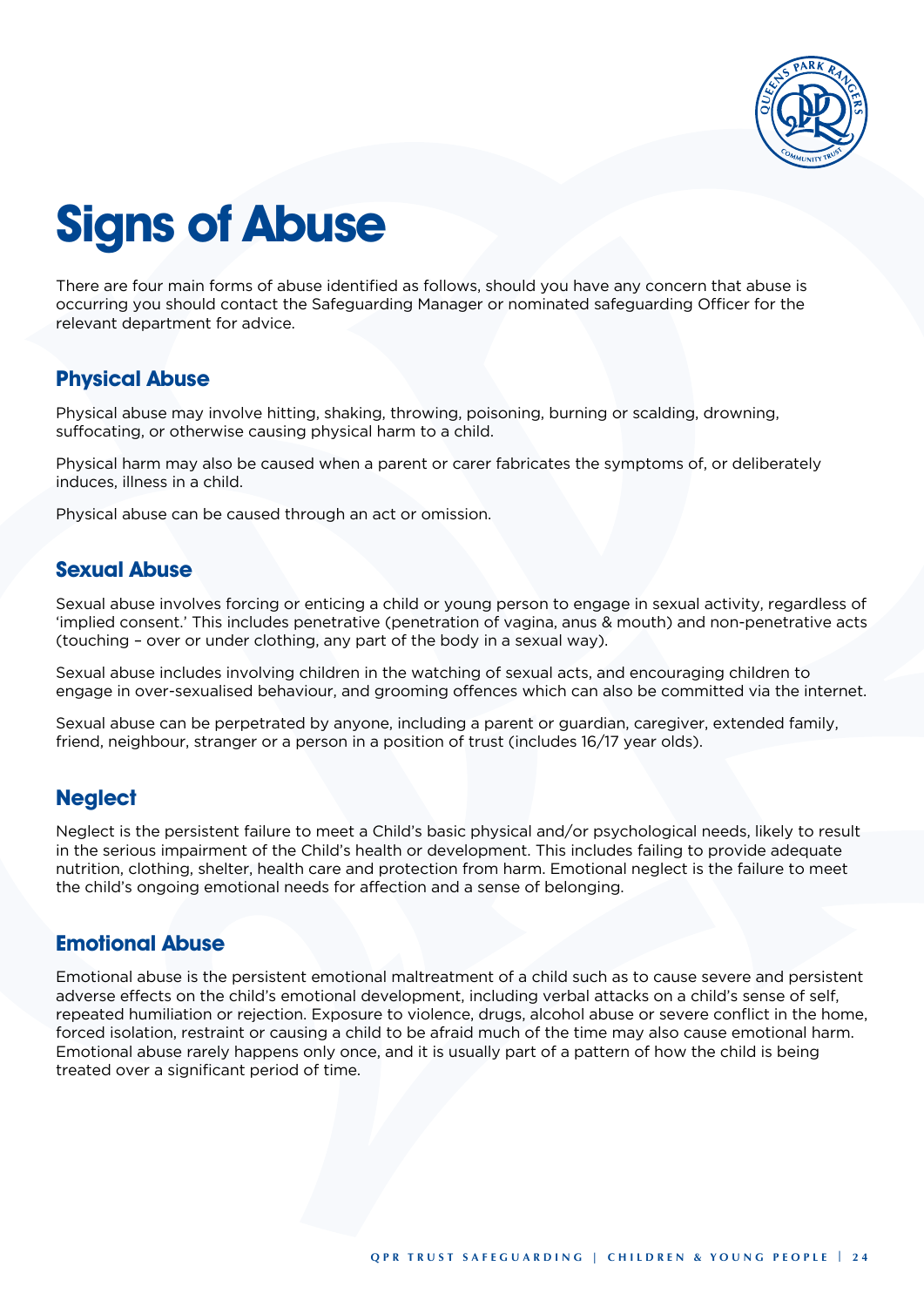# Signs of Abuse

There are four main forms of abuse identified as follows, should you have any concern that abuse is occurring you should contact the Safeguarding Manager or nominated safeguarding Officer for the relevant department for advice.

## Physical Abuse

Physical abuse may involve hitting, shaking, throwing, poisoning, burning or scalding, drowning, suffocating, or otherwise causing physical harm to a child.

Physical harm may also be caused when a parent or carer fabricates the symptoms of, or deliberately induces, illness in a child.

Physical abuse can be caused through an act or omission.

## Sexual Abuse

Sexual abuse involves forcing or enticing a child or young person to engage in sexual activity, regardless of 'implied consent.' This includes penetrative (penetration of vagina, anus & mouth) and non-penetrative acts (touching – over or under clothing, any part of the body in a sexual way).

Sexual abuse includes involving children in the watching of sexual acts, and encouraging children to engage in over-sexualised behaviour, and grooming offences which can also be committed via the internet.

Sexual abuse can be perpetrated by anyone, including a parent or guardian, caregiver, extended family, friend, neighbour, stranger or a person in a position of trust (includes 16/17 year olds).

## Neglect

Neglect is the persistent failure to meet a Child's basic physical and/or psychological needs, likely to result in the serious impairment of the Child's health or development. This includes failing to provide adequate nutrition, clothing, shelter, health care and protection from harm. Emotional neglect is the failure to meet the child's ongoing emotional needs for affection and a sense of belonging.

## Emotional Abuse

Emotional abuse is the persistent emotional maltreatment of a child such as to cause severe and persistent adverse effects on the child's emotional development, including verbal attacks on a child's sense of self, repeated humiliation or rejection. Exposure to violence, drugs, alcohol abuse or severe conflict in the home, forced isolation, restraint or causing a child to be afraid much of the time may also cause emotional harm. Emotional abuse rarely happens only once, and it is usually part of a pattern of how the child is being treated over a significant period of time.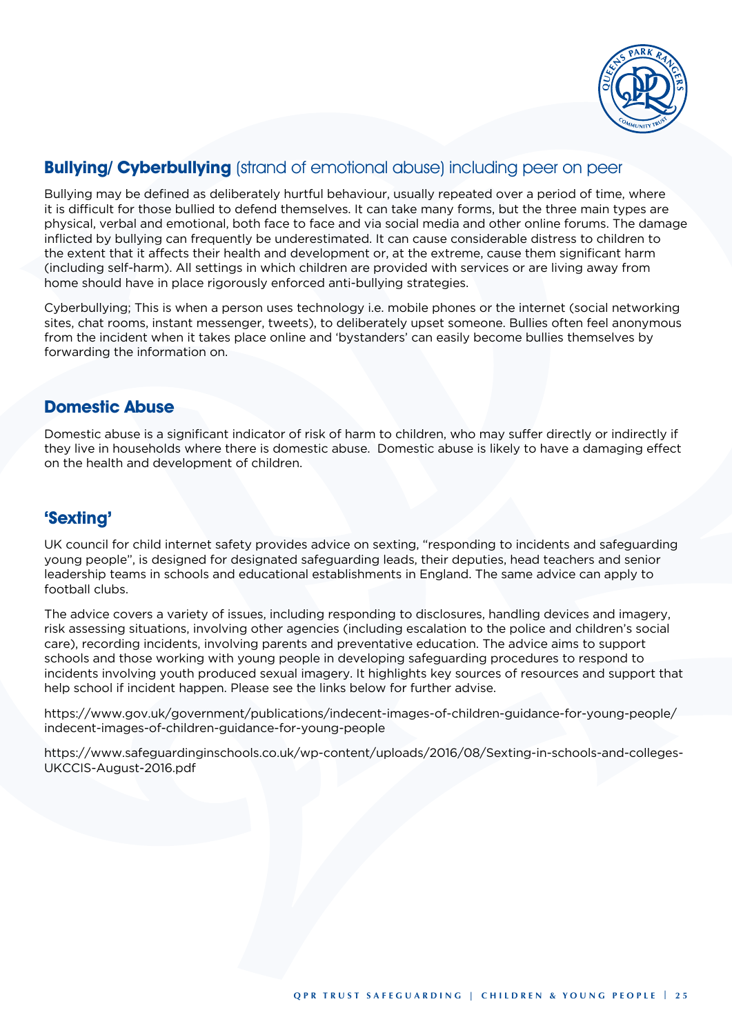## **Bullying/ Cyberbullying** (strand of emotional abuse) including peer on peer

Bullying may be defined as deliberately hurtful behaviour, usually repeated over a period of time, where it is difficult for those bullied to defend themselves. It can take many forms, but the three main types are physical, verbal and emotional, both face to face and via social media and other online forums. The damage inflicted by bullying can frequently be underestimated. It can cause considerable distress to children to the extent that it affects their health and development or, at the extreme, cause them significant harm (including self-harm). All settings in which children are provided with services or are living away from home should have in place rigorously enforced anti-bullying strategies.

Cyberbullying; This is when a person uses technology i.e. mobile phones or the internet (social networking sites, chat rooms, instant messenger, tweets), to deliberately upset someone. Bullies often feel anonymous from the incident when it takes place online and 'bystanders' can easily become bullies themselves by forwarding the information on.

## Domestic Abuse

Domestic abuse is a significant indicator of risk of harm to children, who may suffer directly or indirectly if they live in households where there is domestic abuse. Domestic abuse is likely to have a damaging effect on the health and development of children.

## 'Sexting'

UK council for child internet safety provides advice on sexting, "responding to incidents and safeguarding young people", is designed for designated safeguarding leads, their deputies, head teachers and senior leadership teams in schools and educational establishments in England. The same advice can apply to football clubs.

The advice covers a variety of issues, including responding to disclosures, handling devices and imagery, risk assessing situations, involving other agencies (including escalation to the police and children's social care), recording incidents, involving parents and preventative education. The advice aims to support schools and those working with young people in developing safeguarding procedures to respond to incidents involving youth produced sexual imagery. It highlights key sources of resources and support that help school if incident happen. Please see the links below for further advise.

https://www.gov.uk/government/publications/indecent-images-of-children-guidance-for-young-people/indecent-images-of-children-guidance-for-young-people

https://www.safeguardinginschools.co.uk/wp-content/uploads/2016/08/Sexting-in-schools-and-colleges-UKCCIS-August-2016.pdf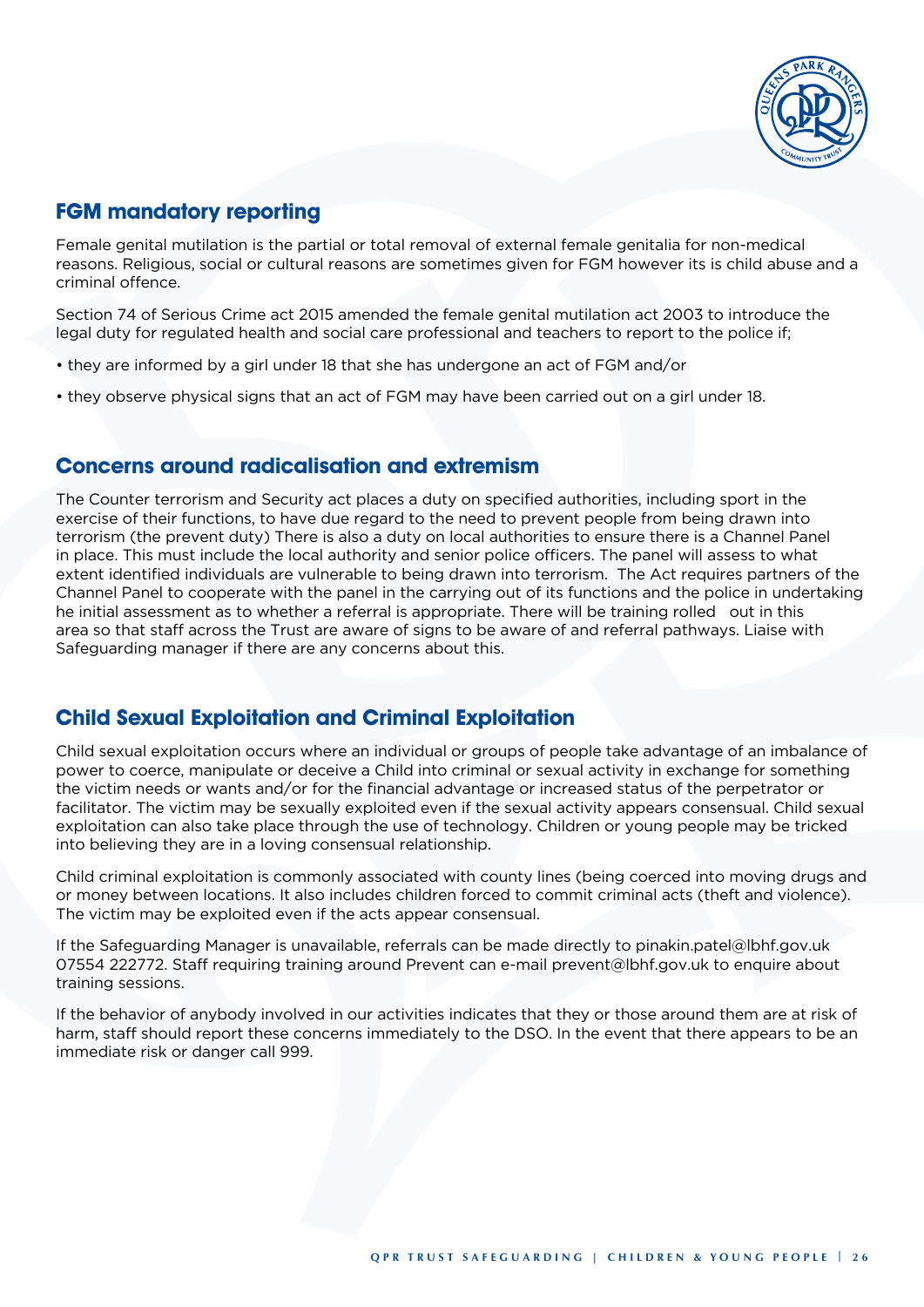## FGM mandatory reporting

Female genital mutilation is the partial or total removal of external female genitalia for non-medical reasons. Religious, social or cultural reasons are sometimes given for FGM however its is child abuse and a criminal offence.

Section 74 of Serious Crime act 2015 amended the female genital mutilation act 2003 to introduce the legal duty for regulated health and social care professional and teachers to report to the police if;

- they are informed by a girl under 18 that she has undergone an act of FGM and/or
- they observe physical signs that an act of FGM may have been carried out on a girl under 18.

## Concerns around radicalisation and extremism

The Counter terrorism and Security act places a duty on specified authorities, including sport in the exercise of their functions, to have due regard to the need to prevent people from being drawn into terrorism (the prevent duty) There is also a duty on local authorities to ensure there is a Channel Panel in place. This must include the local authority and senior police officers. The panel will assess to what extent identified individuals are vulnerable to being drawn into terrorism. The Act requires partners of the Channel Panel to cooperate with the panel in the carrying out of its functions and the police in undertaking he initial assessment as to whether a referral is appropriate. There will be training rolled out in this area so that staff across the Trust are aware of signs to be aware of and referral pathways. Liaise with Safeguarding manager if there are any concerns about this.

## Child Sexual Exploitation and Criminal Exploitation

Child sexual exploitation occurs where an individual or groups of people take advantage of an imbalance of power to coerce, manipulate or deceive a Child into criminal or sexual activity in exchange for something the victim needs or wants and/or for the financial advantage or increased status of the perpetrator or facilitator. The victim may be sexually exploited even if the sexual activity appears consensual. Child sexual exploitation can also take place through the use of technology. Children or young people may be tricked into believing they are in a loving consensual relationship.

Child criminal exploitation is commonly associated with county lines (being coerced into moving drugs and or money between locations. It also includes children forced to commit criminal acts (theft and violence). The victim may be exploited even if the acts appear consensual.

If the Safeguarding Manager is unavailable, referrals can be made directly to pinakin.patel@lbhf.gov.uk 07554 222772. Staff requiring training around Prevent can e-mail prevent@lbhf.gov.uk to enquire about training sessions.

If the behavior of anybody involved in our activities indicates that they or those around them are at risk of harm, staff should report these concerns immediately to the DSO. In the event that there appears to be an immediate risk or danger call 999.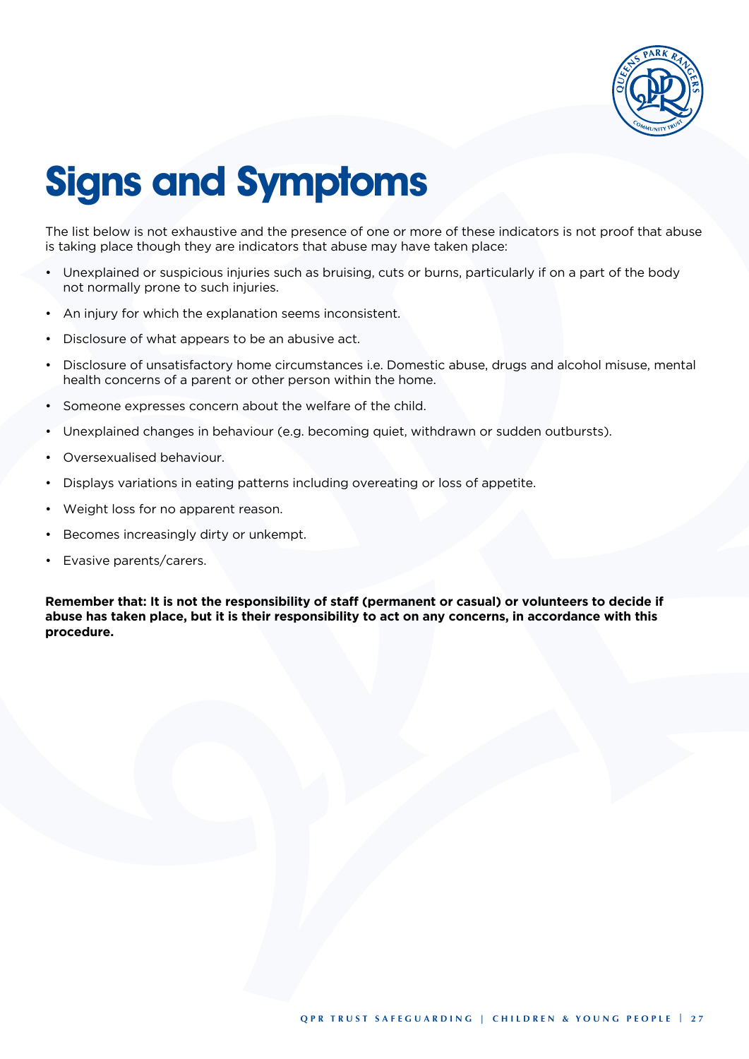# Signs and Symptoms

The list below is not exhaustive and the presence of one or more of these indicators is not proof that abuse is taking place though they are indicators that abuse may have taken place:

- Unexplained or suspicious injuries such as bruising, cuts or burns, particularly if on a part of the body not normally prone to such injuries.
- An injury for which the explanation seems inconsistent.
- Disclosure of what appears to be an abusive act.
- Disclosure of unsatisfactory home circumstances i.e. Domestic abuse, drugs and alcohol misuse, mental health concerns of a parent or other person within the home.
- Someone expresses concern about the welfare of the child.
- Unexplained changes in behaviour (e.g. becoming quiet, withdrawn or sudden outbursts).
- Oversexualised behaviour.
- Displays variations in eating patterns including overeating or loss of appetite.
- Weight loss for no apparent reason.
- Becomes increasingly dirty or unkempt.
- Evasive parents/carers.

**Remember that: It is not the responsibility of staff (permanent or casual) or volunteers to decide if abuse has taken place, but it is their responsibility to act on any concerns, in accordance with this procedure.**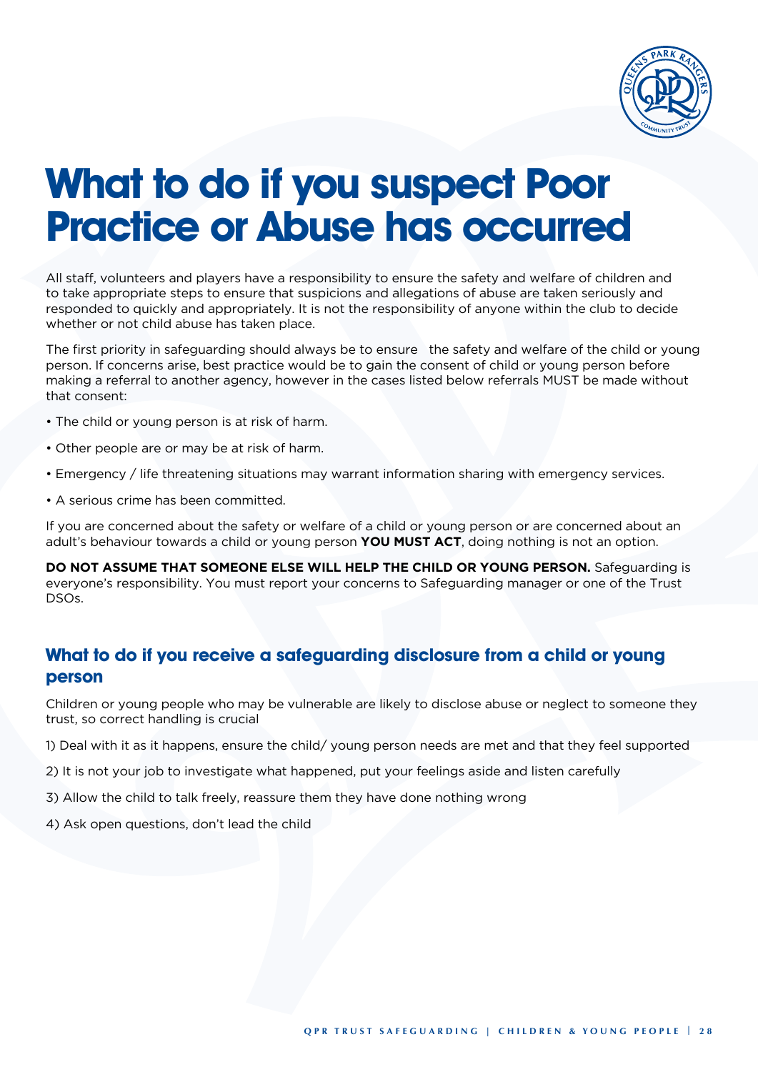# What to do if you suspect Poor Practice or Abuse has occurred

All staff, volunteers and players have a responsibility to ensure the safety and welfare of children and to take appropriate steps to ensure that suspicions and allegations of abuse are taken seriously and responded to quickly and appropriately. It is not the responsibility of anyone within the club to decide whether or not child abuse has taken place.

The first priority in safeguarding should always be to ensure the safety and welfare of the child or young person. If concerns arise, best practice would be to gain the consent of child or young person before making a referral to another agency, however in the cases listed below referrals MUST be made without that consent:

- The child or young person is at risk of harm.
- Other people are or may be at risk of harm.
- Emergency / life threatening situations may warrant information sharing with emergency services.
- A serious crime has been committed.

If you are concerned about the safety or welfare of a child or young person or are concerned about an adult's behaviour towards a child or young person **YOU MUST ACT**, doing nothing is not an option.

**DO NOT ASSUME THAT SOMEONE ELSE WILL HELP THE CHILD OR YOUNG PERSON.** Safeguarding is everyone's responsibility. You must report your concerns to Safeguarding manager or one of the Trust DSOs.

## What to do if you receive a safeguarding disclosure from a child or young person

Children or young people who may be vulnerable are likely to disclose abuse or neglect to someone they trust, so correct handling is crucial

1) Deal with it as it happens, ensure the child/ young person needs are met and that they feel supported

2) It is not your job to investigate what happened, put your feelings aside and listen carefully

3) Allow the child to talk freely, reassure them they have done nothing wrong

4) Ask open questions, don't lead the child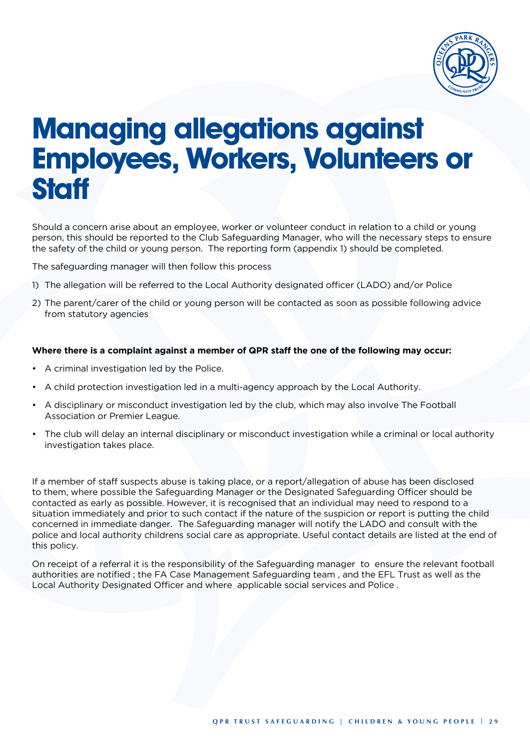# Managing allegations against Employees, Workers, Volunteers or Staff

Should a concern arise about an employee, worker or volunteer conduct in relation to a child or young person, this should be reported to the Club Safeguarding Manager, who will the necessary steps to ensure the safety of the child or young person. The reporting form (appendix 1) should be completed.

The safeguarding manager will then follow this process

1) The allegation will be referred to the Local Authority designated officer (LADO) and/or Police
2) The parent/carer of the child or young person will be contacted as soon as possible following advice from statutory agencies

**Where there is a complaint against a member of QPR staff the one of the following may occur:**

- A criminal investigation led by the Police.
- A child protection investigation led in a multi-agency approach by the Local Authority.
- A disciplinary or misconduct investigation led by the club, which may also involve The Football Association or Premier League.
- The club will delay an internal disciplinary or misconduct investigation while a criminal or local authority investigation takes place.

If a member of staff suspects abuse is taking place, or a report/allegation of abuse has been disclosed to them, where possible the Safeguarding Manager or the Designated Safeguarding Officer should be contacted as early as possible. However, it is recognised that an individual may need to respond to a situation immediately and prior to such contact if the nature of the suspicion or report is putting the child concerned in immediate danger. The Safeguarding manager will notify the LADO and consult with the police and local authority childrens social care as appropriate. Useful contact details are listed at the end of this policy.

On receipt of a referral it is the responsibility of the Safeguarding manager to ensure the relevant football authorities are notified ; the FA Case Management Safeguarding team , and the EFL Trust as well as the Local Authority Designated Officer and where applicable social services and Police .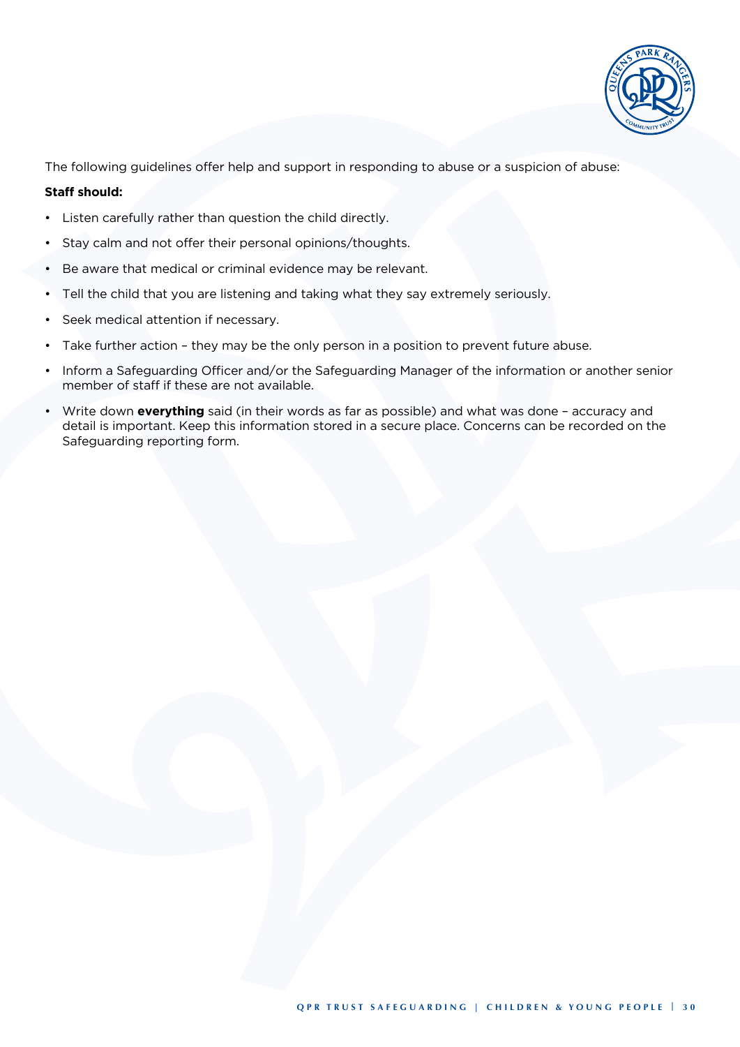The following guidelines offer help and support in responding to abuse or a suspicion of abuse:

**Staff should:**

- Listen carefully rather than question the child directly.
- Stay calm and not offer their personal opinions/thoughts.
- Be aware that medical or criminal evidence may be relevant.
- Tell the child that you are listening and taking what they say extremely seriously.
- Seek medical attention if necessary.
- Take further action – they may be the only person in a position to prevent future abuse.
- Inform a Safeguarding Officer and/or the Safeguarding Manager of the information or another senior member of staff if these are not available.
- Write down **everything** said (in their words as far as possible) and what was done – accuracy and detail is important. Keep this information stored in a secure place. Concerns can be recorded on the Safeguarding reporting form.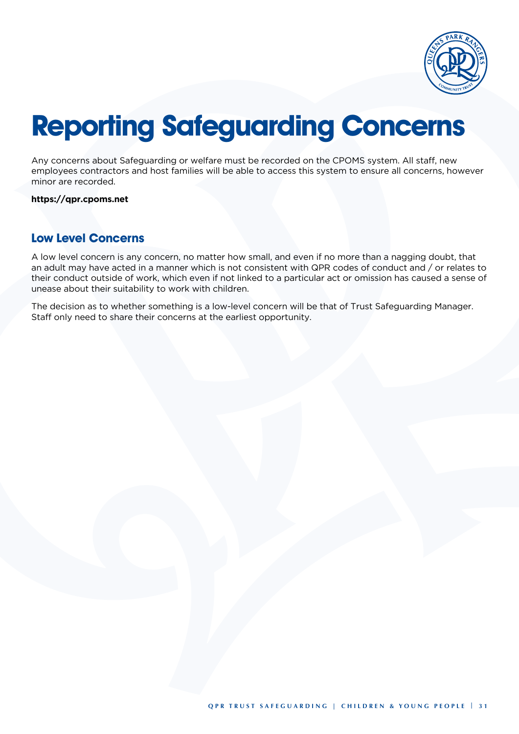# Reporting Safeguarding Concerns

Any concerns about Safeguarding or welfare must be recorded on the CPOMS system. All staff, new employees contractors and host families will be able to access this system to ensure all concerns, however minor are recorded.

**https://qpr.cpoms.net**

## Low Level Concerns

A low level concern is any concern, no matter how small, and even if no more than a nagging doubt, that an adult may have acted in a manner which is not consistent with QPR codes of conduct and / or relates to their conduct outside of work, which even if not linked to a particular act or omission has caused a sense of unease about their suitability to work with children.

The decision as to whether something is a low-level concern will be that of Trust Safeguarding Manager. Staff only need to share their concerns at the earliest opportunity.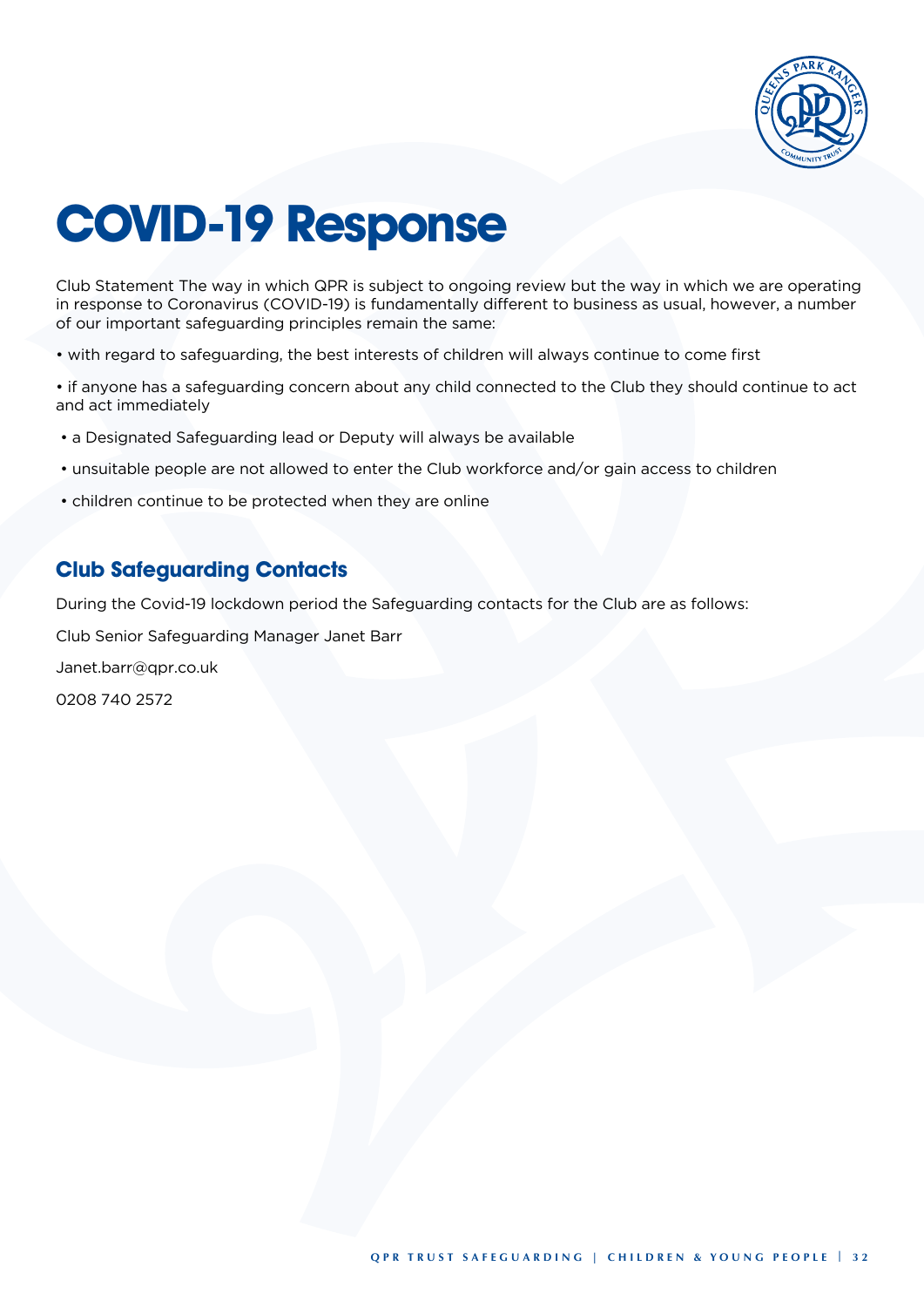# COVID-19 Response

Club Statement The way in which QPR is subject to ongoing review but the way in which we are operating in response to Coronavirus (COVID-19) is fundamentally different to business as usual, however, a number of our important safeguarding principles remain the same:

- with regard to safeguarding, the best interests of children will always continue to come first
- if anyone has a safeguarding concern about any child connected to the Club they should continue to act and act immediately
- a Designated Safeguarding lead or Deputy will always be available
- unsuitable people are not allowed to enter the Club workforce and/or gain access to children
- children continue to be protected when they are online

## Club Safeguarding Contacts

During the Covid-19 lockdown period the Safeguarding contacts for the Club are as follows:

Club Senior Safeguarding Manager Janet Barr

Janet.barr@qpr.co.uk

0208 740 2572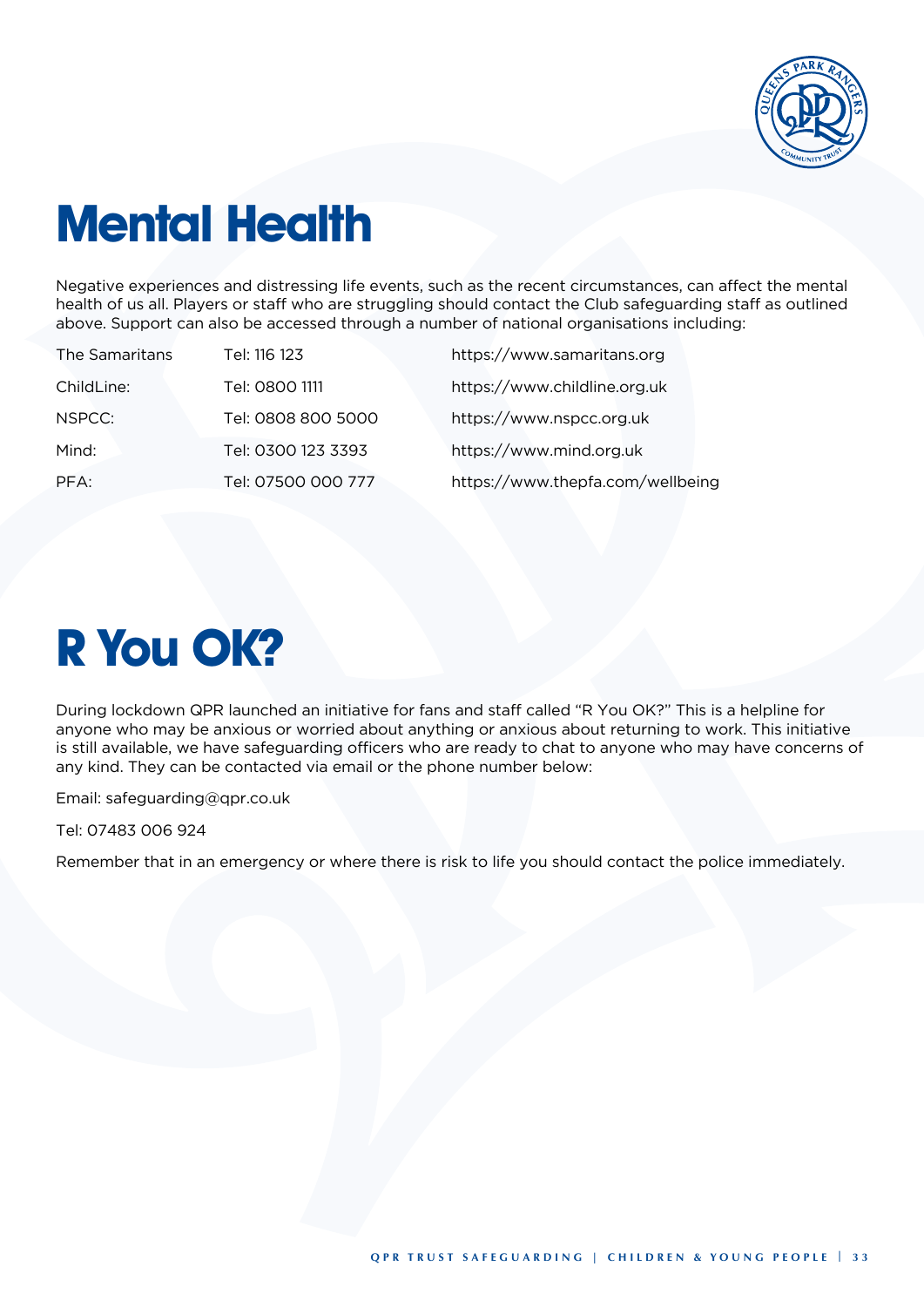# Mental Health

Negative experiences and distressing life events, such as the recent circumstances, can affect the mental health of us all. Players or staff who are struggling should contact the Club safeguarding staff as outlined above. Support can also be accessed through a number of national organisations including:

| | | |
|---|---|---|
| The Samaritans | Tel: 116 123 | https://www.samaritans.org |
| ChildLine: | Tel: 0800 1111 | https://www.childline.org.uk |
| NSPCC: | Tel: 0808 800 5000 | https://www.nspcc.org.uk |
| Mind: | Tel: 0300 123 3393 | https://www.mind.org.uk |
| PFA: | Tel: 07500 000 777 | https://www.thepfa.com/wellbeing |

# R You OK?

During lockdown QPR launched an initiative for fans and staff called “R You OK?” This is a helpline for anyone who may be anxious or worried about anything or anxious about returning to work. This initiative is still available, we have safeguarding officers who are ready to chat to anyone who may have concerns of any kind. They can be contacted via email or the phone number below:

Email: safeguarding@qpr.co.uk

Tel: 07483 006 924

Remember that in an emergency or where there is risk to life you should contact the police immediately.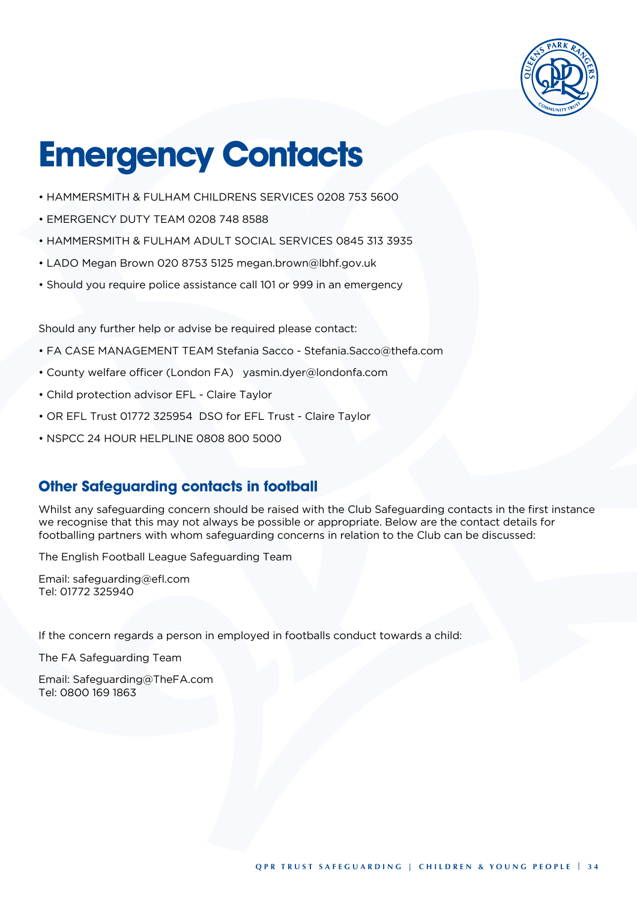# Emergency Contacts

- HAMMERSMITH & FULHAM CHILDRENS SERVICES 0208 753 5600
- EMERGENCY DUTY TEAM 0208 748 8588
- HAMMERSMITH & FULHAM ADULT SOCIAL SERVICES 0845 313 3935
- LADO Megan Brown 020 8753 5125 megan.brown@lbhf.gov.uk
- Should you require police assistance call 101 or 999 in an emergency

Should any further help or advise be required please contact:

- FA CASE MANAGEMENT TEAM Stefania Sacco - Stefania.Sacco@thefa.com
- County welfare officer (London FA) yasmin.dyer@londonfa.com
- Child protection advisor EFL - Claire Taylor
- OR EFL Trust 01772 325954 DSO for EFL Trust - Claire Taylor
- NSPCC 24 HOUR HELPLINE 0808 800 5000

## Other Safeguarding contacts in football

Whilst any safeguarding concern should be raised with the Club Safeguarding contacts in the first instance we recognise that this may not always be possible or appropriate. Below are the contact details for footballing partners with whom safeguarding concerns in relation to the Club can be discussed:

The English Football League Safeguarding Team

Email: safeguarding@efl.com
Tel: 01772 325940

If the concern regards a person in employed in footballs conduct towards a child:

The FA Safeguarding Team

Email: Safeguarding@TheFA.com
Tel: 0800 169 1863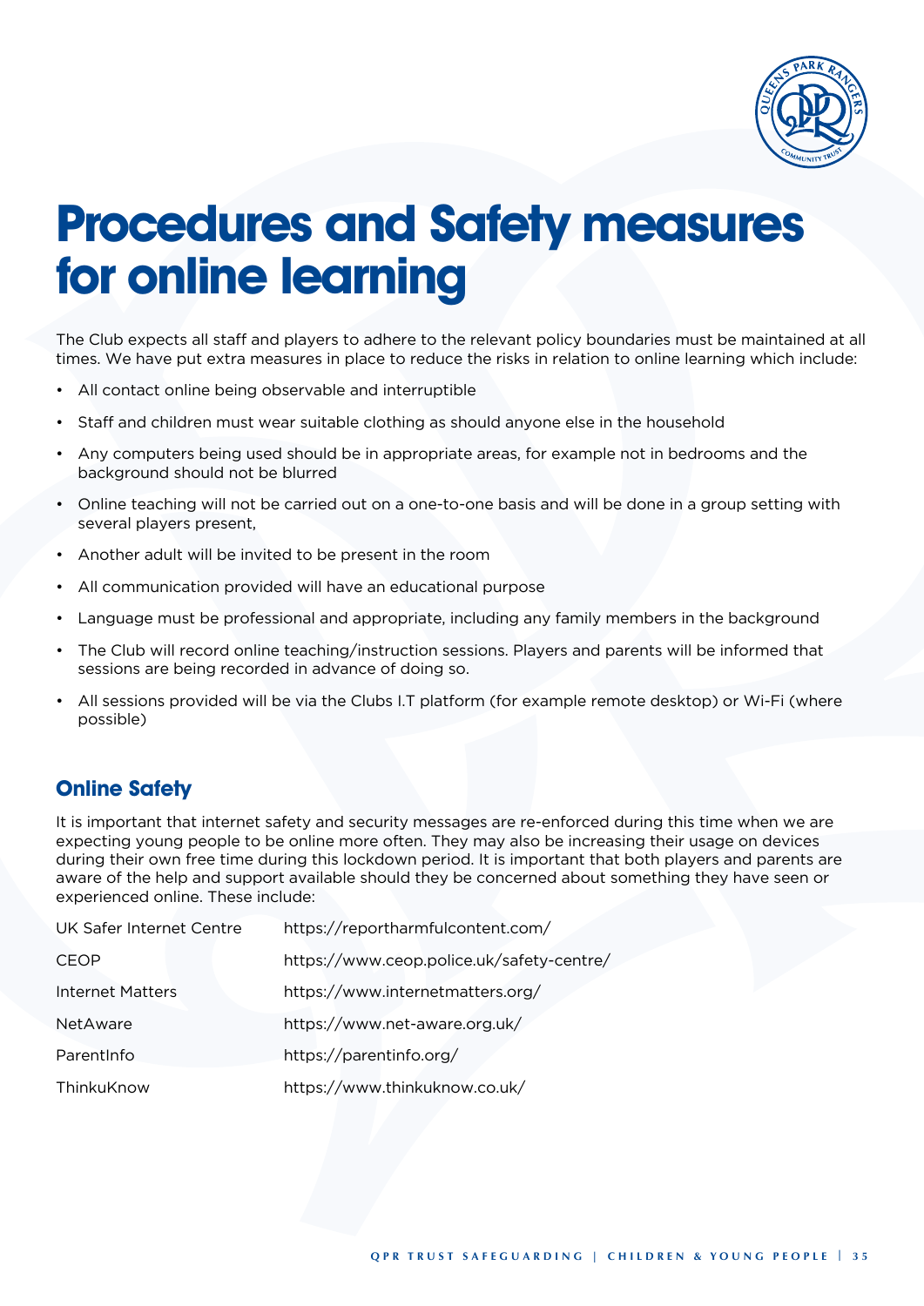# Procedures and Safety measures for online learning

The Club expects all staff and players to adhere to the relevant policy boundaries must be maintained at all times. We have put extra measures in place to reduce the risks in relation to online learning which include:

- All contact online being observable and interruptible
- Staff and children must wear suitable clothing as should anyone else in the household
- Any computers being used should be in appropriate areas, for example not in bedrooms and the background should not be blurred
- Online teaching will not be carried out on a one-to-one basis and will be done in a group setting with several players present,
- Another adult will be invited to be present in the room
- All communication provided will have an educational purpose
- Language must be professional and appropriate, including any family members in the background
- The Club will record online teaching/instruction sessions. Players and parents will be informed that sessions are being recorded in advance of doing so.
- All sessions provided will be via the Clubs I.T platform (for example remote desktop) or Wi-Fi (where possible)

## Online Safety

It is important that internet safety and security messages are re-enforced during this time when we are expecting young people to be online more often. They may also be increasing their usage on devices during their own free time during this lockdown period. It is important that both players and parents are aware of the help and support available should they be concerned about something they have seen or experienced online. These include:

| | |
|---|---|
| UK Safer Internet Centre | https://reportharmfulcontent.com/ |
| CEOP | https://www.ceop.police.uk/safety-centre/ |
| Internet Matters | https://www.internetmatters.org/ |
| NetAware | https://www.net-aware.org.uk/ |
| ParentInfo | https://parentinfo.org/ |
| ThinkuKnow | https://www.thinkuknow.co.uk/ |